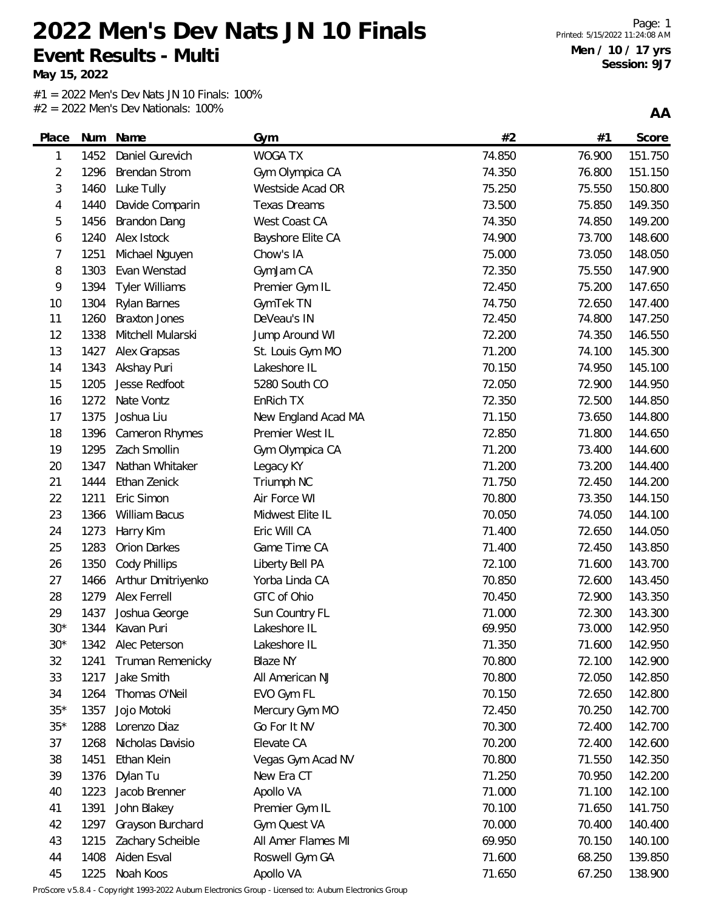# 2022 Men's Dev Nats JN 10 Finals

## Event Results - Multi

**May 15, 2022**

Men / 10 / 17 yrs
Session: 9J7

#1 = 2022 Men's Dev Nats JN 10 Finals: 100%
#2 = 2022 Men's Dev Nationals: 100%

**AA**

| Place | Num | Name | Gym | #2 | #1 | Score |
|---|---|---|---|---|---|---|
| 1 | 1452 | Daniel Gurevich | WOGA TX | 74.850 | 76.900 | 151.750 |
| 2 | 1296 | Brendan Strom | Gym Olympica CA | 74.350 | 76.800 | 151.150 |
| 3 | 1460 | Luke Tully | Westside Acad OR | 75.250 | 75.550 | 150.800 |
| 4 | 1440 | Davide Comparin | Texas Dreams | 73.500 | 75.850 | 149.350 |
| 5 | 1456 | Brandon Dang | West Coast CA | 74.350 | 74.850 | 149.200 |
| 6 | 1240 | Alex Istock | Bayshore Elite CA | 74.900 | 73.700 | 148.600 |
| 7 | 1251 | Michael Nguyen | Chow's IA | 75.000 | 73.050 | 148.050 |
| 8 | 1303 | Evan Wenstad | GymJam CA | 72.350 | 75.550 | 147.900 |
| 9 | 1394 | Tyler Williams | Premier Gym IL | 72.450 | 75.200 | 147.650 |
| 10 | 1304 | Rylan Barnes | GymTek TN | 74.750 | 72.650 | 147.400 |
| 11 | 1260 | Braxton Jones | DeVeau's IN | 72.450 | 74.800 | 147.250 |
| 12 | 1338 | Mitchell Mularski | Jump Around WI | 72.200 | 74.350 | 146.550 |
| 13 | 1427 | Alex Grapsas | St. Louis Gym MO | 71.200 | 74.100 | 145.300 |
| 14 | 1343 | Akshay Puri | Lakeshore IL | 70.150 | 74.950 | 145.100 |
| 15 | 1205 | Jesse Redfoot | 5280 South CO | 72.050 | 72.900 | 144.950 |
| 16 | 1272 | Nate Vontz | EnRich TX | 72.350 | 72.500 | 144.850 |
| 17 | 1375 | Joshua Liu | New England Acad MA | 71.150 | 73.650 | 144.800 |
| 18 | 1396 | Cameron Rhymes | Premier West IL | 72.850 | 71.800 | 144.650 |
| 19 | 1295 | Zach Smollin | Gym Olympica CA | 71.200 | 73.400 | 144.600 |
| 20 | 1347 | Nathan Whitaker | Legacy KY | 71.200 | 73.200 | 144.400 |
| 21 | 1444 | Ethan Zenick | Triumph NC | 71.750 | 72.450 | 144.200 |
| 22 | 1211 | Eric Simon | Air Force WI | 70.800 | 73.350 | 144.150 |
| 23 | 1366 | William Bacus | Midwest Elite IL | 70.050 | 74.050 | 144.100 |
| 24 | 1273 | Harry Kim | Eric Will CA | 71.400 | 72.650 | 144.050 |
| 25 | 1283 | Orion Darkes | Game Time CA | 71.400 | 72.450 | 143.850 |
| 26 | 1350 | Cody Phillips | Liberty Bell PA | 72.100 | 71.600 | 143.700 |
| 27 | 1466 | Arthur Dmitriyenko | Yorba Linda CA | 70.850 | 72.600 | 143.450 |
| 28 | 1279 | Alex Ferrell | GTC of Ohio | 70.450 | 72.900 | 143.350 |
| 29 | 1437 | Joshua George | Sun Country FL | 71.000 | 72.300 | 143.300 |
| 30* | 1344 | Kavan Puri | Lakeshore IL | 69.950 | 73.000 | 142.950 |
| 30* | 1342 | Alec Peterson | Lakeshore IL | 71.350 | 71.600 | 142.950 |
| 32 | 1241 | Truman Remenicky | Blaze NY | 70.800 | 72.100 | 142.900 |
| 33 | 1217 | Jake Smith | All American NJ | 70.800 | 72.050 | 142.850 |
| 34 | 1264 | Thomas O'Neil | EVO Gym FL | 70.150 | 72.650 | 142.800 |
| 35* | 1357 | Jojo Motoki | Mercury Gym MO | 72.450 | 70.250 | 142.700 |
| 35* | 1288 | Lorenzo Diaz | Go For It NV | 70.300 | 72.400 | 142.700 |
| 37 | 1268 | Nicholas Davisio | Elevate CA | 70.200 | 72.400 | 142.600 |
| 38 | 1451 | Ethan Klein | Vegas Gym Acad NV | 70.800 | 71.550 | 142.350 |
| 39 | 1376 | Dylan Tu | New Era CT | 71.250 | 70.950 | 142.200 |
| 40 | 1223 | Jacob Brenner | Apollo VA | 71.000 | 71.100 | 142.100 |
| 41 | 1391 | John Blakey | Premier Gym IL | 70.100 | 71.650 | 141.750 |
| 42 | 1297 | Grayson Burchard | Gym Quest VA | 70.000 | 70.400 | 140.400 |
| 43 | 1215 | Zachary Scheible | All Amer Flames MI | 69.950 | 70.150 | 140.100 |
| 44 | 1408 | Aiden Esval | Roswell Gym GA | 71.600 | 68.250 | 139.850 |
| 45 | 1225 | Noah Koos | Apollo VA | 71.650 | 67.250 | 138.900 |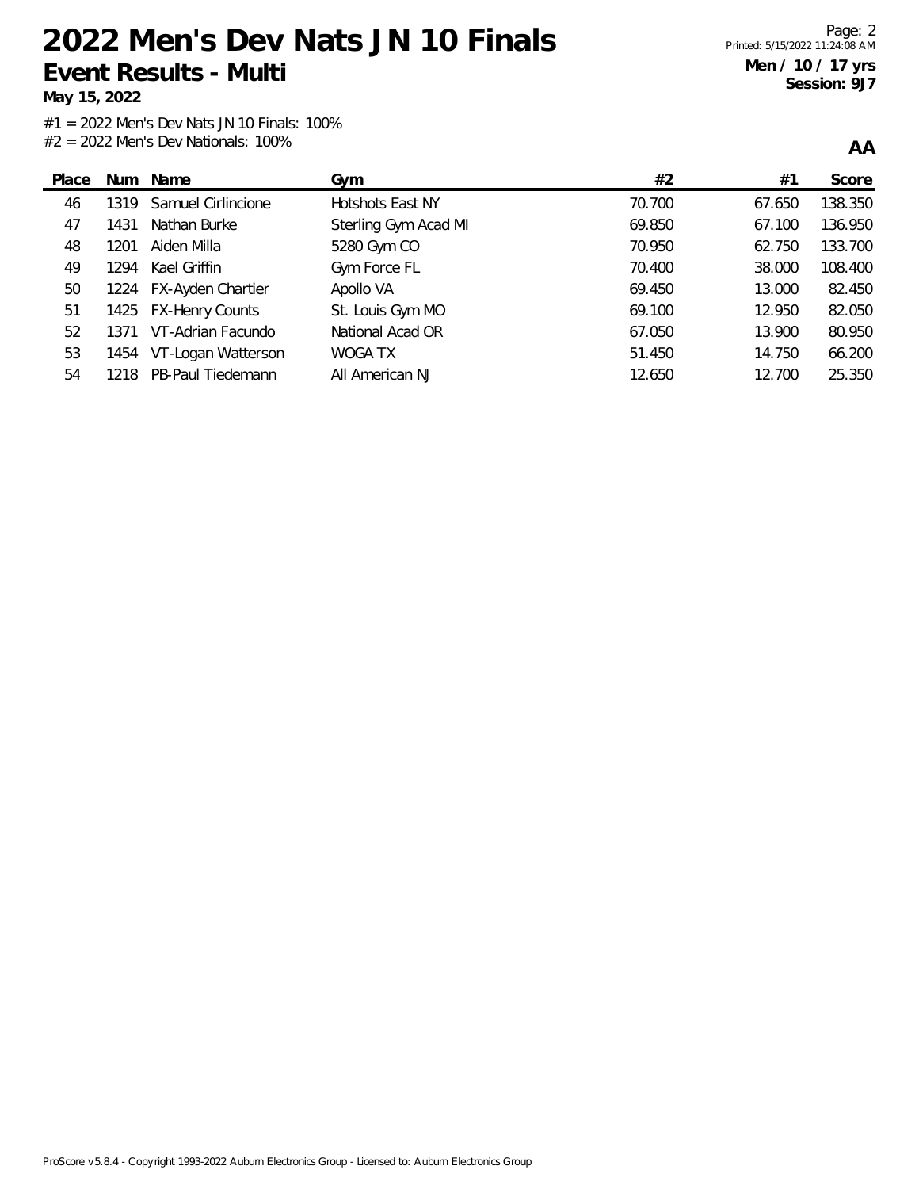# 2022 Men's Dev Nats JN 10 Finals

## Event Results - Multi

**May 15, 2022**

**Men / 10 / 17 yrs**
**Session: 9J7**

#1 = 2022 Men's Dev Nats JN 10 Finals: 100%
#2 = 2022 Men's Dev Nationals: 100%

**AA**

| Place | Num | Name | Gym | #2 | #1 | Score |
|---|---|---|---|---|---|---|
| 46 | 1319 | Samuel Cirlincione | Hotshots East NY | 70.700 | 67.650 | 138.350 |
| 47 | 1431 | Nathan Burke | Sterling Gym Acad MI | 69.850 | 67.100 | 136.950 |
| 48 | 1201 | Aiden Milla | 5280 Gym CO | 70.950 | 62.750 | 133.700 |
| 49 | 1294 | Kael Griffin | Gym Force FL | 70.400 | 38.000 | 108.400 |
| 50 | 1224 | FX-Ayden Chartier | Apollo VA | 69.450 | 13.000 | 82.450 |
| 51 | 1425 | FX-Henry Counts | St. Louis Gym MO | 69.100 | 12.950 | 82.050 |
| 52 | 1371 | VT-Adrian Facundo | National Acad OR | 67.050 | 13.900 | 80.950 |
| 53 | 1454 | VT-Logan Watterson | WOGA TX | 51.450 | 14.750 | 66.200 |
| 54 | 1218 | PB-Paul Tiedemann | All American NJ | 12.650 | 12.700 | 25.350 |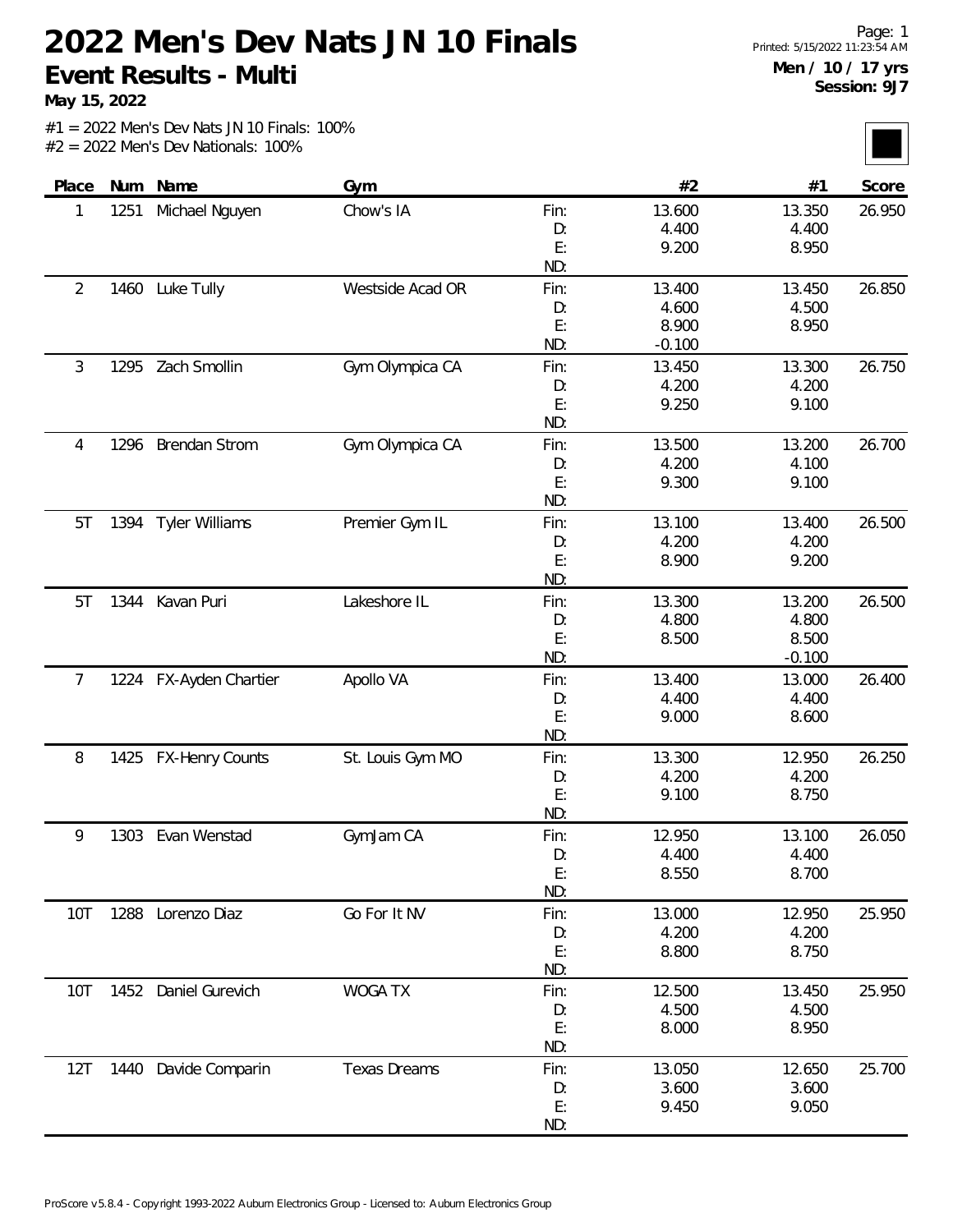# 2022 Men's Dev Nats JN 10 Finals

## Event Results - Multi

**May 15, 2022**

Printed: 5/15/2022 11:23:54 AM

**Men / 10 / 17 yrs**
**Session: 9J7**

#1 = 2022 Men's Dev Nats JN 10 Finals: 100%
#2 = 2022 Men's Dev Nationals: 100%

| Place | Num | Name | Gym | | #2 | #1 | Score |
|---|---|---|---|---|---|---|---|
| 1 | 1251 | Michael Nguyen | Chow's IA | Fin: | 13.600 | 13.350 | 26.950 |
| | | | | D: | 4.400 | 4.400 | |
| | | | | E: | 9.200 | 8.950 | |
| | | | | ND: | | | |
| 2 | 1460 | Luke Tully | Westside Acad OR | Fin: | 13.400 | 13.450 | 26.850 |
| | | | | D: | 4.600 | 4.500 | |
| | | | | E: | 8.900 | 8.950 | |
| | | | | ND: | -0.100 | | |
| 3 | 1295 | Zach Smollin | Gym Olympica CA | Fin: | 13.450 | 13.300 | 26.750 |
| | | | | D: | 4.200 | 4.200 | |
| | | | | E: | 9.250 | 9.100 | |
| | | | | ND: | | | |
| 4 | 1296 | Brendan Strom | Gym Olympica CA | Fin: | 13.500 | 13.200 | 26.700 |
| | | | | D: | 4.200 | 4.100 | |
| | | | | E: | 9.300 | 9.100 | |
| | | | | ND: | | | |
| 5T | 1394 | Tyler Williams | Premier Gym IL | Fin: | 13.100 | 13.400 | 26.500 |
| | | | | D: | 4.200 | 4.200 | |
| | | | | E: | 8.900 | 9.200 | |
| | | | | ND: | | | |
| 5T | 1344 | Kavan Puri | Lakeshore IL | Fin: | 13.300 | 13.200 | 26.500 |
| | | | | D: | 4.800 | 4.800 | |
| | | | | E: | 8.500 | 8.500 | |
| | | | | ND: | | -0.100 | |
| 7 | 1224 | FX-Ayden Chartier | Apollo VA | Fin: | 13.400 | 13.000 | 26.400 |
| | | | | D: | 4.400 | 4.400 | |
| | | | | E: | 9.000 | 8.600 | |
| | | | | ND: | | | |
| 8 | 1425 | FX-Henry Counts | St. Louis Gym MO | Fin: | 13.300 | 12.950 | 26.250 |
| | | | | D: | 4.200 | 4.200 | |
| | | | | E: | 9.100 | 8.750 | |
| | | | | ND: | | | |
| 9 | 1303 | Evan Wenstad | GymJam CA | Fin: | 12.950 | 13.100 | 26.050 |
| | | | | D: | 4.400 | 4.400 | |
| | | | | E: | 8.550 | 8.700 | |
| | | | | ND: | | | |
| 10T | 1288 | Lorenzo Diaz | Go For It NV | Fin: | 13.000 | 12.950 | 25.950 |
| | | | | D: | 4.200 | 4.200 | |
| | | | | E: | 8.800 | 8.750 | |
| | | | | ND: | | | |
| 10T | 1452 | Daniel Gurevich | WOGA TX | Fin: | 12.500 | 13.450 | 25.950 |
| | | | | D: | 4.500 | 4.500 | |
| | | | | E: | 8.000 | 8.950 | |
| | | | | ND: | | | |
| 12T | 1440 | Davide Comparin | Texas Dreams | Fin: | 13.050 | 12.650 | 25.700 |
| | | | | D: | 3.600 | 3.600 | |
| | | | | E: | 9.450 | 9.050 | |
| | | | | ND: | | | |

ProScore v5.8.4 - Copyright 1993-2022 Auburn Electronics Group - Licensed to: Auburn Electronics Group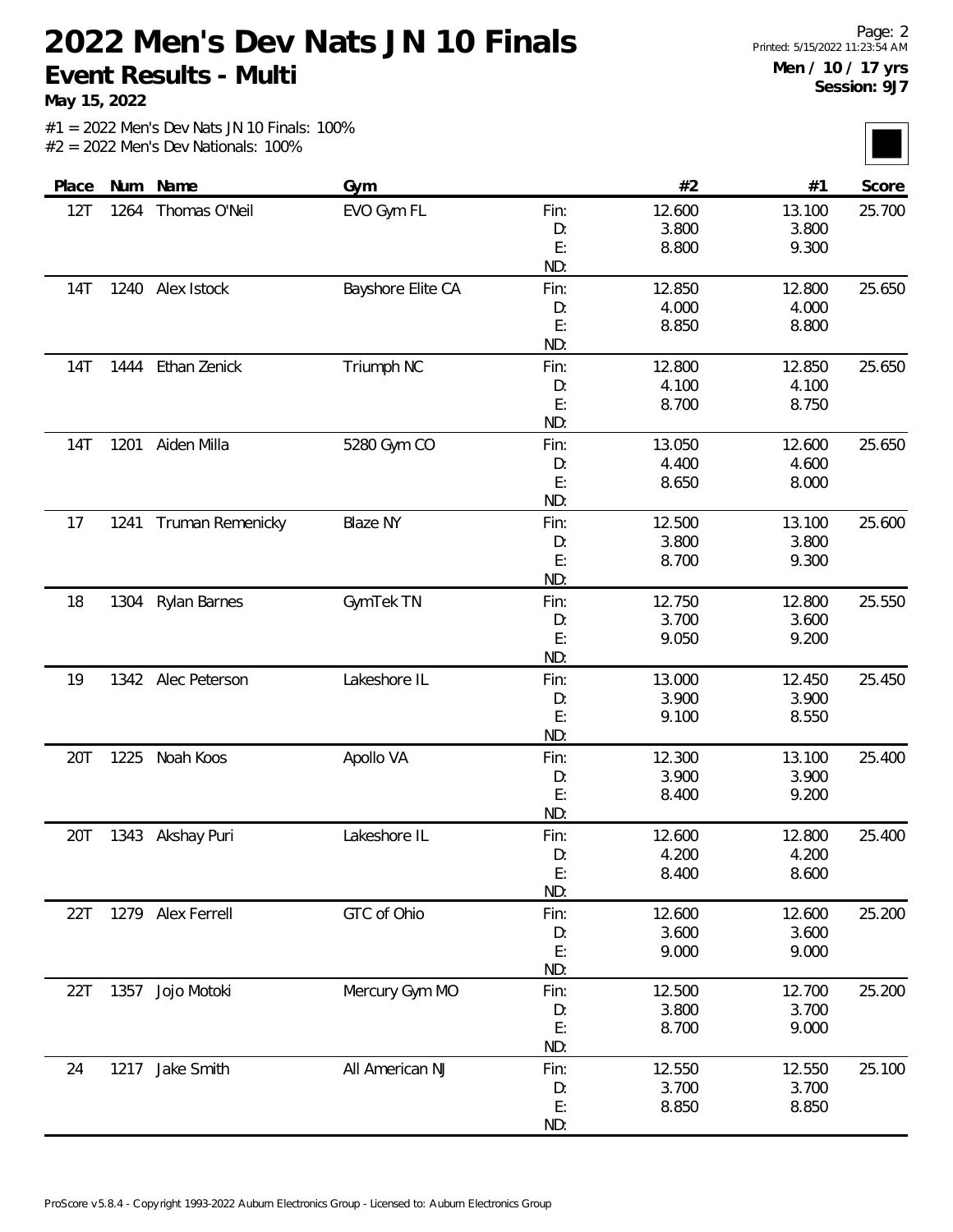# 2022 Men's Dev Nats JN 10 Finals

## Event Results - Multi

**May 15, 2022**

**Men / 10 / 17 yrs**
**Session: 9J7**

#1 = 2022 Men's Dev Nats JN 10 Finals: 100%
#2 = 2022 Men's Dev Nationals: 100%

| Place | Num | Name | Gym | | #2 | #1 | Score |
|---|---|---|---|---|---|---|---|
| 12T | 1264 | Thomas O'Neil | EVO Gym FL | Fin: | 12.600 | 13.100 | 25.700 |
| | | | | D: | 3.800 | 3.800 | |
| | | | | E: | 8.800 | 9.300 | |
| | | | | ND: | | | |
| 14T | 1240 | Alex Istock | Bayshore Elite CA | Fin: | 12.850 | 12.800 | 25.650 |
| | | | | D: | 4.000 | 4.000 | |
| | | | | E: | 8.850 | 8.800 | |
| | | | | ND: | | | |
| 14T | 1444 | Ethan Zenick | Triumph NC | Fin: | 12.800 | 12.850 | 25.650 |
| | | | | D: | 4.100 | 4.100 | |
| | | | | E: | 8.700 | 8.750 | |
| | | | | ND: | | | |
| 14T | 1201 | Aiden Milla | 5280 Gym CO | Fin: | 13.050 | 12.600 | 25.650 |
| | | | | D: | 4.400 | 4.600 | |
| | | | | E: | 8.650 | 8.000 | |
| | | | | ND: | | | |
| 17 | 1241 | Truman Remenicky | Blaze NY | Fin: | 12.500 | 13.100 | 25.600 |
| | | | | D: | 3.800 | 3.800 | |
| | | | | E: | 8.700 | 9.300 | |
| | | | | ND: | | | |
| 18 | 1304 | Rylan Barnes | GymTek TN | Fin: | 12.750 | 12.800 | 25.550 |
| | | | | D: | 3.700 | 3.600 | |
| | | | | E: | 9.050 | 9.200 | |
| | | | | ND: | | | |
| 19 | 1342 | Alec Peterson | Lakeshore IL | Fin: | 13.000 | 12.450 | 25.450 |
| | | | | D: | 3.900 | 3.900 | |
| | | | | E: | 9.100 | 8.550 | |
| | | | | ND: | | | |
| 20T | 1225 | Noah Koos | Apollo VA | Fin: | 12.300 | 13.100 | 25.400 |
| | | | | D: | 3.900 | 3.900 | |
| | | | | E: | 8.400 | 9.200 | |
| | | | | ND: | | | |
| 20T | 1343 | Akshay Puri | Lakeshore IL | Fin: | 12.600 | 12.800 | 25.400 |
| | | | | D: | 4.200 | 4.200 | |
| | | | | E: | 8.400 | 8.600 | |
| | | | | ND: | | | |
| 22T | 1279 | Alex Ferrell | GTC of Ohio | Fin: | 12.600 | 12.600 | 25.200 |
| | | | | D: | 3.600 | 3.600 | |
| | | | | E: | 9.000 | 9.000 | |
| | | | | ND: | | | |
| 22T | 1357 | Jojo Motoki | Mercury Gym MO | Fin: | 12.500 | 12.700 | 25.200 |
| | | | | D: | 3.800 | 3.700 | |
| | | | | E: | 8.700 | 9.000 | |
| | | | | ND: | | | |
| 24 | 1217 | Jake Smith | All American NJ | Fin: | 12.550 | 12.550 | 25.100 |
| | | | | D: | 3.700 | 3.700 | |
| | | | | E: | 8.850 | 8.850 | |
| | | | | ND: | | | |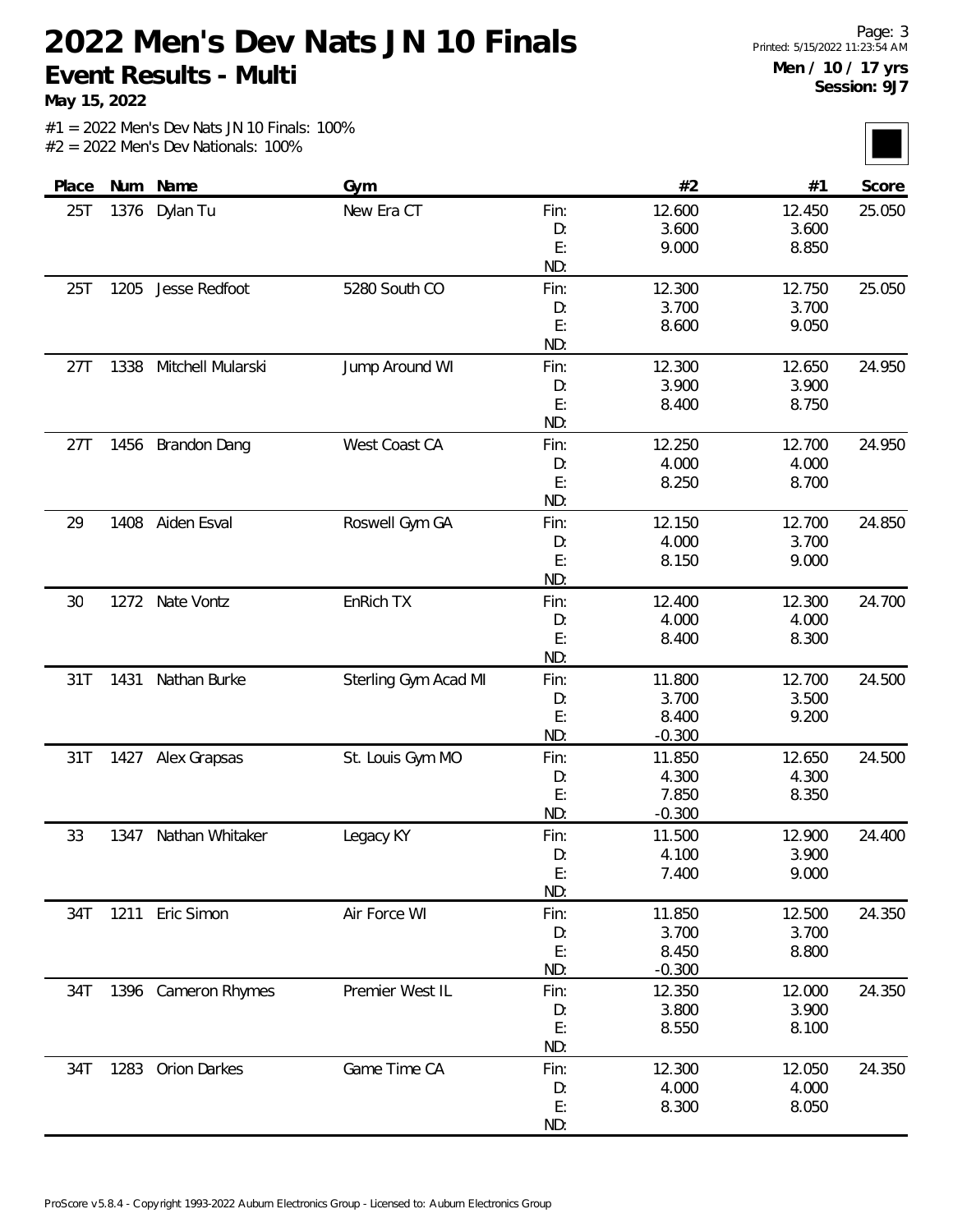# 2022 Men's Dev Nats JN 10 Finals

## Event Results - Multi

**May 15, 2022**

**Men / 10 / 17 yrs**
**Session: 9J7**

#1 = 2022 Men's Dev Nats JN 10 Finals: 100%
#2 = 2022 Men's Dev Nationals: 100%

| Place | Num | Name | Gym | | #2 | #1 | Score |
|---|---|---|---|---|---|---|---|
| 25T | 1376 | Dylan Tu | New Era CT | Fin: | 12.600 | 12.450 | 25.050 |
| | | | | D: | 3.600 | 3.600 | |
| | | | | E: | 9.000 | 8.850 | |
| | | | | ND: | | | |
| 25T | 1205 | Jesse Redfoot | 5280 South CO | Fin: | 12.300 | 12.750 | 25.050 |
| | | | | D: | 3.700 | 3.700 | |
| | | | | E: | 8.600 | 9.050 | |
| | | | | ND: | | | |
| 27T | 1338 | Mitchell Mularski | Jump Around WI | Fin: | 12.300 | 12.650 | 24.950 |
| | | | | D: | 3.900 | 3.900 | |
| | | | | E: | 8.400 | 8.750 | |
| | | | | ND: | | | |
| 27T | 1456 | Brandon Dang | West Coast CA | Fin: | 12.250 | 12.700 | 24.950 |
| | | | | D: | 4.000 | 4.000 | |
| | | | | E: | 8.250 | 8.700 | |
| | | | | ND: | | | |
| 29 | 1408 | Aiden Esval | Roswell Gym GA | Fin: | 12.150 | 12.700 | 24.850 |
| | | | | D: | 4.000 | 3.700 | |
| | | | | E: | 8.150 | 9.000 | |
| | | | | ND: | | | |
| 30 | 1272 | Nate Vontz | EnRich TX | Fin: | 12.400 | 12.300 | 24.700 |
| | | | | D: | 4.000 | 4.000 | |
| | | | | E: | 8.400 | 8.300 | |
| | | | | ND: | | | |
| 31T | 1431 | Nathan Burke | Sterling Gym Acad MI | Fin: | 11.800 | 12.700 | 24.500 |
| | | | | D: | 3.700 | 3.500 | |
| | | | | E: | 8.400 | 9.200 | |
| | | | | ND: | -0.300 | | |
| 31T | 1427 | Alex Grapsas | St. Louis Gym MO | Fin: | 11.850 | 12.650 | 24.500 |
| | | | | D: | 4.300 | 4.300 | |
| | | | | E: | 7.850 | 8.350 | |
| | | | | ND: | -0.300 | | |
| 33 | 1347 | Nathan Whitaker | Legacy KY | Fin: | 11.500 | 12.900 | 24.400 |
| | | | | D: | 4.100 | 3.900 | |
| | | | | E: | 7.400 | 9.000 | |
| | | | | ND: | | | |
| 34T | 1211 | Eric Simon | Air Force WI | Fin: | 11.850 | 12.500 | 24.350 |
| | | | | D: | 3.700 | 3.700 | |
| | | | | E: | 8.450 | 8.800 | |
| | | | | ND: | -0.300 | | |
| 34T | 1396 | Cameron Rhymes | Premier West IL | Fin: | 12.350 | 12.000 | 24.350 |
| | | | | D: | 3.800 | 3.900 | |
| | | | | E: | 8.550 | 8.100 | |
| | | | | ND: | | | |
| 34T | 1283 | Orion Darkes | Game Time CA | Fin: | 12.300 | 12.050 | 24.350 |
| | | | | D: | 4.000 | 4.000 | |
| | | | | E: | 8.300 | 8.050 | |
| | | | | ND: | | | |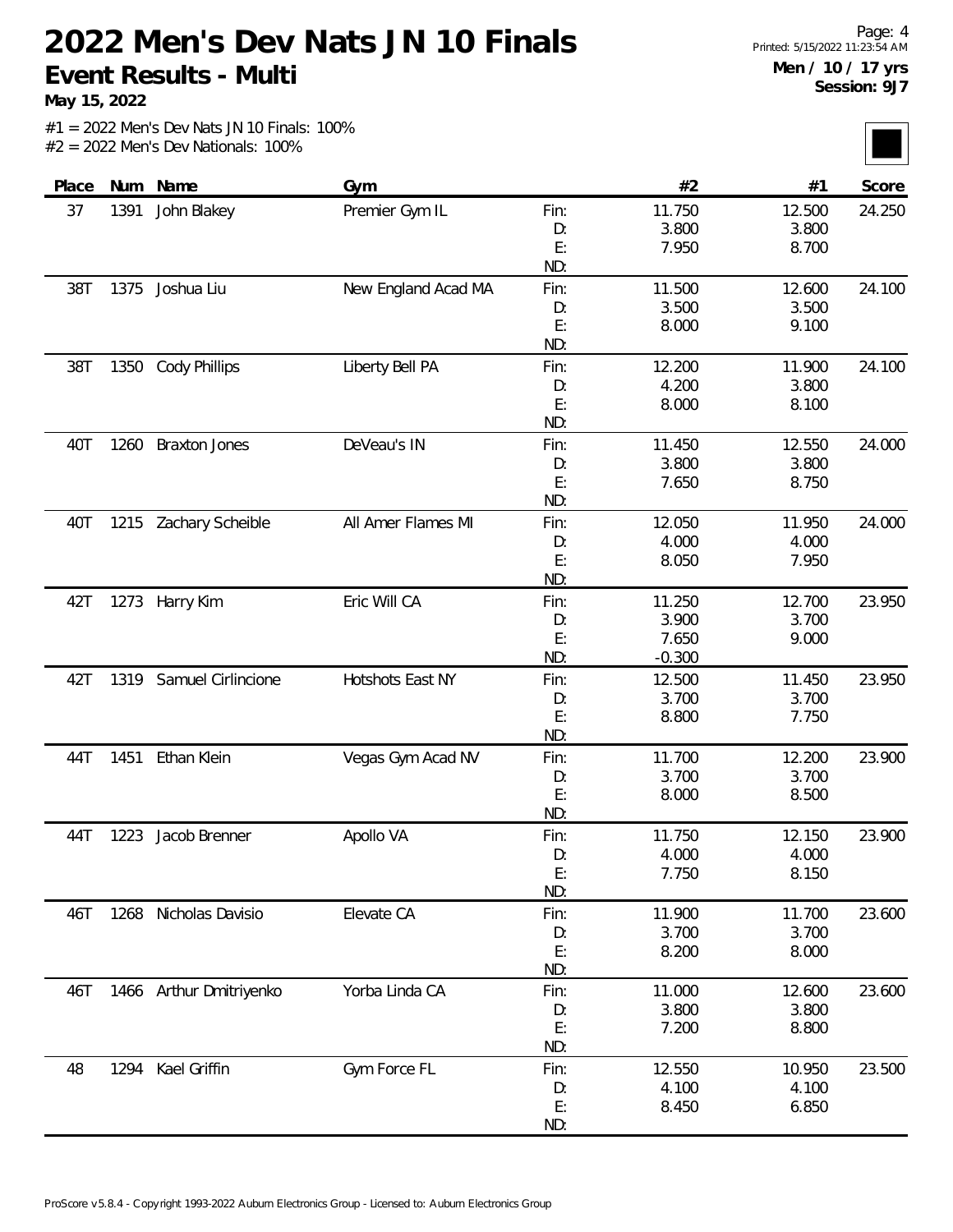# 2022 Men's Dev Nats JN 10 Finals

**Event Results - Multi**

**May 15, 2022**

Page: 4
Printed: 5/15/2022 11:23:54 AM

**Men / 10 / 17 yrs**
**Session: 9J7**

#1 = 2022 Men's Dev Nats JN 10 Finals: 100%
#2 = 2022 Men's Dev Nationals: 100%

| Place | Num | Name | Gym | | #2 | #1 | Score |
|---|---|---|---|---|---|---|---|
| 37 | 1391 | John Blakey | Premier Gym IL | Fin: | 11.750 | 12.500 | 24.250 |
| | | | | D: | 3.800 | 3.800 | |
| | | | | E: | 7.950 | 8.700 | |
| | | | | ND: | | | |
| 38T | 1375 | Joshua Liu | New England Acad MA | Fin: | 11.500 | 12.600 | 24.100 |
| | | | | D: | 3.500 | 3.500 | |
| | | | | E: | 8.000 | 9.100 | |
| | | | | ND: | | | |
| 38T | 1350 | Cody Phillips | Liberty Bell PA | Fin: | 12.200 | 11.900 | 24.100 |
| | | | | D: | 4.200 | 3.800 | |
| | | | | E: | 8.000 | 8.100 | |
| | | | | ND: | | | |
| 40T | 1260 | Braxton Jones | DeVeau's IN | Fin: | 11.450 | 12.550 | 24.000 |
| | | | | D: | 3.800 | 3.800 | |
| | | | | E: | 7.650 | 8.750 | |
| | | | | ND: | | | |
| 40T | 1215 | Zachary Scheible | All Amer Flames MI | Fin: | 12.050 | 11.950 | 24.000 |
| | | | | D: | 4.000 | 4.000 | |
| | | | | E: | 8.050 | 7.950 | |
| | | | | ND: | | | |
| 42T | 1273 | Harry Kim | Eric Will CA | Fin: | 11.250 | 12.700 | 23.950 |
| | | | | D: | 3.900 | 3.700 | |
| | | | | E: | 7.650 | 9.000 | |
| | | | | ND: | -0.300 | | |
| 42T | 1319 | Samuel Cirlincione | Hotshots East NY | Fin: | 12.500 | 11.450 | 23.950 |
| | | | | D: | 3.700 | 3.700 | |
| | | | | E: | 8.800 | 7.750 | |
| | | | | ND: | | | |
| 44T | 1451 | Ethan Klein | Vegas Gym Acad NV | Fin: | 11.700 | 12.200 | 23.900 |
| | | | | D: | 3.700 | 3.700 | |
| | | | | E: | 8.000 | 8.500 | |
| | | | | ND: | | | |
| 44T | 1223 | Jacob Brenner | Apollo VA | Fin: | 11.750 | 12.150 | 23.900 |
| | | | | D: | 4.000 | 4.000 | |
| | | | | E: | 7.750 | 8.150 | |
| | | | | ND: | | | |
| 46T | 1268 | Nicholas Davisio | Elevate CA | Fin: | 11.900 | 11.700 | 23.600 |
| | | | | D: | 3.700 | 3.700 | |
| | | | | E: | 8.200 | 8.000 | |
| | | | | ND: | | | |
| 46T | 1466 | Arthur Dmitriyenko | Yorba Linda CA | Fin: | 11.000 | 12.600 | 23.600 |
| | | | | D: | 3.800 | 3.800 | |
| | | | | E: | 7.200 | 8.800 | |
| | | | | ND: | | | |
| 48 | 1294 | Kael Griffin | Gym Force FL | Fin: | 12.550 | 10.950 | 23.500 |
| | | | | D: | 4.100 | 4.100 | |
| | | | | E: | 8.450 | 6.850 | |
| | | | | ND: | | | |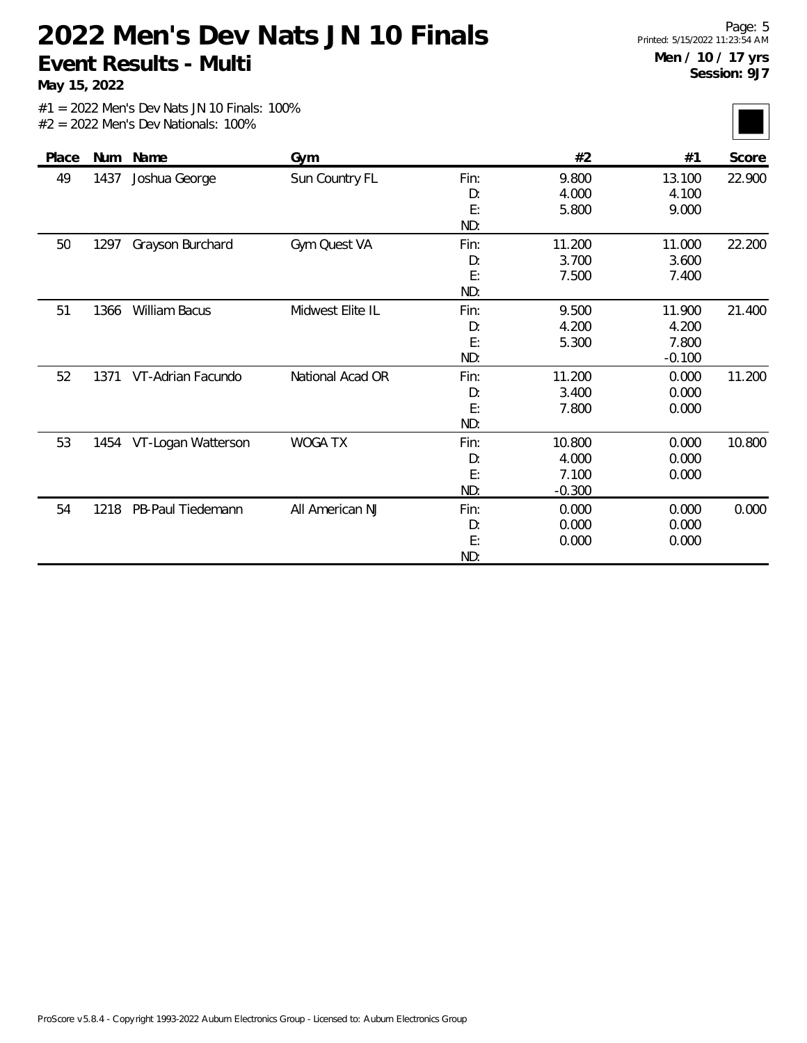# 2022 Men's Dev Nats JN 10 Finals

## Event Results - Multi

**May 15, 2022**

**Men / 10 / 17 yrs**
**Session: 9J7**

#1 = 2022 Men's Dev Nats JN 10 Finals: 100%
#2 = 2022 Men's Dev Nationals: 100%

| Place | Num | Name | Gym | | #2 | #1 | Score |
|---|---|---|---|---|---|---|---|
| 49 | 1437 | Joshua George | Sun Country FL | Fin: | 9.800 | 13.100 | 22.900 |
| | | | | D: | 4.000 | 4.100 | |
| | | | | E: | 5.800 | 9.000 | |
| | | | | ND: | | | |
| 50 | 1297 | Grayson Burchard | Gym Quest VA | Fin: | 11.200 | 11.000 | 22.200 |
| | | | | D: | 3.700 | 3.600 | |
| | | | | E: | 7.500 | 7.400 | |
| | | | | ND: | | | |
| 51 | 1366 | William Bacus | Midwest Elite IL | Fin: | 9.500 | 11.900 | 21.400 |
| | | | | D: | 4.200 | 4.200 | |
| | | | | E: | 5.300 | 7.800 | |
| | | | | ND: | | -0.100 | |
| 52 | 1371 | VT-Adrian Facundo | National Acad OR | Fin: | 11.200 | 0.000 | 11.200 |
| | | | | D: | 3.400 | 0.000 | |
| | | | | E: | 7.800 | 0.000 | |
| | | | | ND: | | | |
| 53 | 1454 | VT-Logan Watterson | WOGA TX | Fin: | 10.800 | 0.000 | 10.800 |
| | | | | D: | 4.000 | 0.000 | |
| | | | | E: | 7.100 | 0.000 | |
| | | | | ND: | -0.300 | | |
| 54 | 1218 | PB-Paul Tiedemann | All American NJ | Fin: | 0.000 | 0.000 | 0.000 |
| | | | | D: | 0.000 | 0.000 | |
| | | | | E: | 0.000 | 0.000 | |
| | | | | ND: | | | |

ProScore v5.8.4 - Copyright 1993-2022 Auburn Electronics Group - Licensed to: Auburn Electronics Group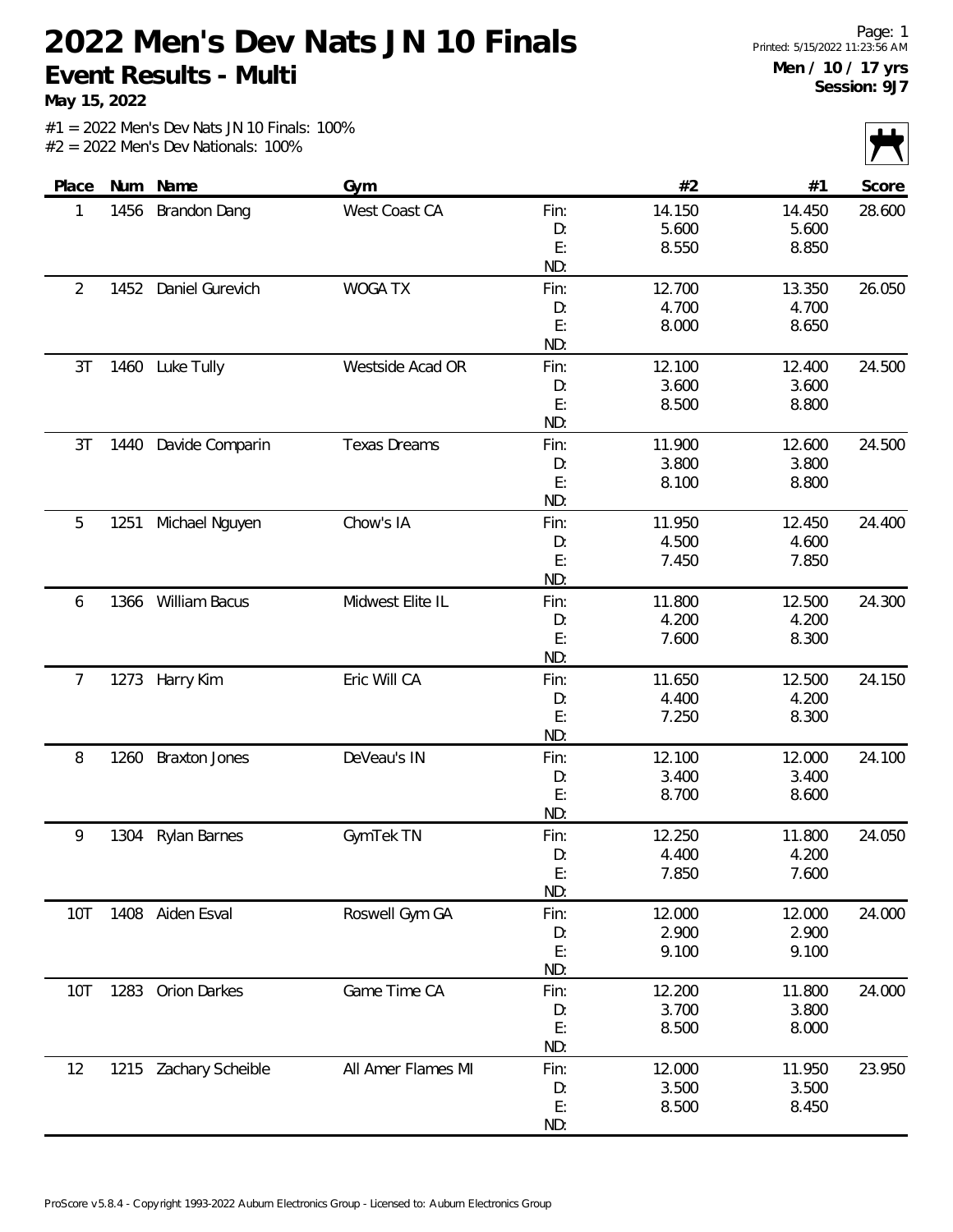# 2022 Men's Dev Nats JN 10 Finals

## Event Results - Multi

**May 15, 2022**

**Men / 10 / 17 yrs**
**Session: 9J7**

#1 = 2022 Men's Dev Nats JN 10 Finals: 100%
#2 = 2022 Men's Dev Nationals: 100%

| Place | Num | Name | Gym | | #2 | #1 | Score |
|---|---|---|---|---|---|---|---|
| 1 | 1456 | Brandon Dang | West Coast CA | Fin: | 14.150 | 14.450 | 28.600 |
| | | | | D: | 5.600 | 5.600 | |
| | | | | E: | 8.550 | 8.850 | |
| | | | | ND: | | | |
| 2 | 1452 | Daniel Gurevich | WOGA TX | Fin: | 12.700 | 13.350 | 26.050 |
| | | | | D: | 4.700 | 4.700 | |
| | | | | E: | 8.000 | 8.650 | |
| | | | | ND: | | | |
| 3T | 1460 | Luke Tully | Westside Acad OR | Fin: | 12.100 | 12.400 | 24.500 |
| | | | | D: | 3.600 | 3.600 | |
| | | | | E: | 8.500 | 8.800 | |
| | | | | ND: | | | |
| 3T | 1440 | Davide Comparin | Texas Dreams | Fin: | 11.900 | 12.600 | 24.500 |
| | | | | D: | 3.800 | 3.800 | |
| | | | | E: | 8.100 | 8.800 | |
| | | | | ND: | | | |
| 5 | 1251 | Michael Nguyen | Chow's IA | Fin: | 11.950 | 12.450 | 24.400 |
| | | | | D: | 4.500 | 4.600 | |
| | | | | E: | 7.450 | 7.850 | |
| | | | | ND: | | | |
| 6 | 1366 | William Bacus | Midwest Elite IL | Fin: | 11.800 | 12.500 | 24.300 |
| | | | | D: | 4.200 | 4.200 | |
| | | | | E: | 7.600 | 8.300 | |
| | | | | ND: | | | |
| 7 | 1273 | Harry Kim | Eric Will CA | Fin: | 11.650 | 12.500 | 24.150 |
| | | | | D: | 4.400 | 4.200 | |
| | | | | E: | 7.250 | 8.300 | |
| | | | | ND: | | | |
| 8 | 1260 | Braxton Jones | DeVeau's IN | Fin: | 12.100 | 12.000 | 24.100 |
| | | | | D: | 3.400 | 3.400 | |
| | | | | E: | 8.700 | 8.600 | |
| | | | | ND: | | | |
| 9 | 1304 | Rylan Barnes | GymTek TN | Fin: | 12.250 | 11.800 | 24.050 |
| | | | | D: | 4.400 | 4.200 | |
| | | | | E: | 7.850 | 7.600 | |
| | | | | ND: | | | |
| 10T | 1408 | Aiden Esval | Roswell Gym GA | Fin: | 12.000 | 12.000 | 24.000 |
| | | | | D: | 2.900 | 2.900 | |
| | | | | E: | 9.100 | 9.100 | |
| | | | | ND: | | | |
| 10T | 1283 | Orion Darkes | Game Time CA | Fin: | 12.200 | 11.800 | 24.000 |
| | | | | D: | 3.700 | 3.800 | |
| | | | | E: | 8.500 | 8.000 | |
| | | | | ND: | | | |
| 12 | 1215 | Zachary Scheible | All Amer Flames MI | Fin: | 12.000 | 11.950 | 23.950 |
| | | | | D: | 3.500 | 3.500 | |
| | | | | E: | 8.500 | 8.450 | |
| | | | | ND: | | | |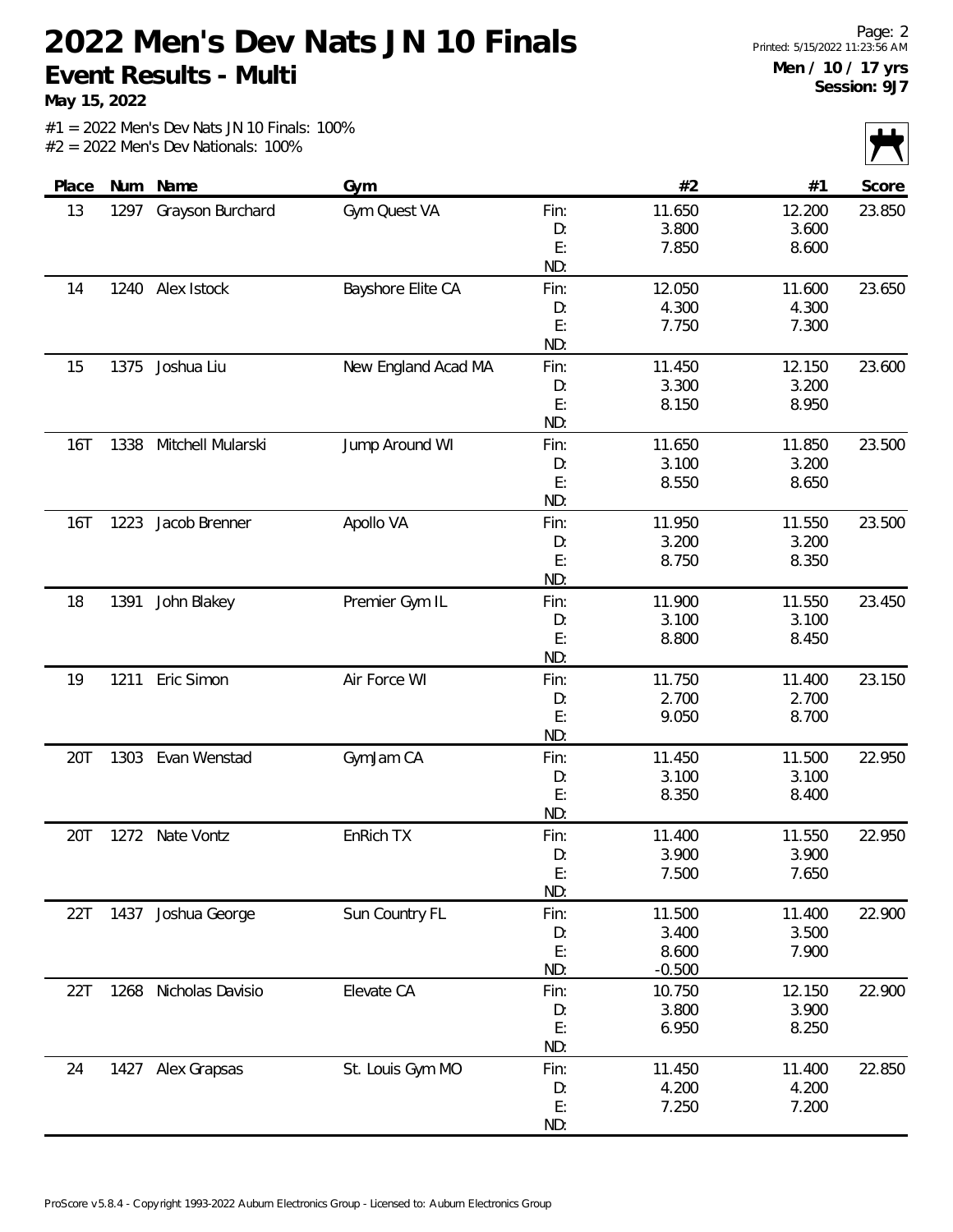# 2022 Men's Dev Nats JN 10 Finals

## Event Results - Multi

**May 15, 2022**

**Men / 10 / 17 yrs**
**Session: 9J7**

#1 = 2022 Men's Dev Nats JN 10 Finals: 100%
#2 = 2022 Men's Dev Nationals: 100%

| Place | Num | Name | Gym | | #2 | #1 | Score |
|---|---|---|---|---|---|---|---|
| 13 | 1297 | Grayson Burchard | Gym Quest VA | Fin: | 11.650 | 12.200 | 23.850 |
| | | | | D: | 3.800 | 3.600 | |
| | | | | E: | 7.850 | 8.600 | |
| | | | | ND: | | | |
| 14 | 1240 | Alex Istock | Bayshore Elite CA | Fin: | 12.050 | 11.600 | 23.650 |
| | | | | D: | 4.300 | 4.300 | |
| | | | | E: | 7.750 | 7.300 | |
| | | | | ND: | | | |
| 15 | 1375 | Joshua Liu | New England Acad MA | Fin: | 11.450 | 12.150 | 23.600 |
| | | | | D: | 3.300 | 3.200 | |
| | | | | E: | 8.150 | 8.950 | |
| | | | | ND: | | | |
| 16T | 1338 | Mitchell Mularski | Jump Around WI | Fin: | 11.650 | 11.850 | 23.500 |
| | | | | D: | 3.100 | 3.200 | |
| | | | | E: | 8.550 | 8.650 | |
| | | | | ND: | | | |
| 16T | 1223 | Jacob Brenner | Apollo VA | Fin: | 11.950 | 11.550 | 23.500 |
| | | | | D: | 3.200 | 3.200 | |
| | | | | E: | 8.750 | 8.350 | |
| | | | | ND: | | | |
| 18 | 1391 | John Blakey | Premier Gym IL | Fin: | 11.900 | 11.550 | 23.450 |
| | | | | D: | 3.100 | 3.100 | |
| | | | | E: | 8.800 | 8.450 | |
| | | | | ND: | | | |
| 19 | 1211 | Eric Simon | Air Force WI | Fin: | 11.750 | 11.400 | 23.150 |
| | | | | D: | 2.700 | 2.700 | |
| | | | | E: | 9.050 | 8.700 | |
| | | | | ND: | | | |
| 20T | 1303 | Evan Wenstad | GymJam CA | Fin: | 11.450 | 11.500 | 22.950 |
| | | | | D: | 3.100 | 3.100 | |
| | | | | E: | 8.350 | 8.400 | |
| | | | | ND: | | | |
| 20T | 1272 | Nate Vontz | EnRich TX | Fin: | 11.400 | 11.550 | 22.950 |
| | | | | D: | 3.900 | 3.900 | |
| | | | | E: | 7.500 | 7.650 | |
| | | | | ND: | | | |
| 22T | 1437 | Joshua George | Sun Country FL | Fin: | 11.500 | 11.400 | 22.900 |
| | | | | D: | 3.400 | 3.500 | |
| | | | | E: | 8.600 | 7.900 | |
| | | | | ND: | -0.500 | | |
| 22T | 1268 | Nicholas Davisio | Elevate CA | Fin: | 10.750 | 12.150 | 22.900 |
| | | | | D: | 3.800 | 3.900 | |
| | | | | E: | 6.950 | 8.250 | |
| | | | | ND: | | | |
| 24 | 1427 | Alex Grapsas | St. Louis Gym MO | Fin: | 11.450 | 11.400 | 22.850 |
| | | | | D: | 4.200 | 4.200 | |
| | | | | E: | 7.250 | 7.200 | |
| | | | | ND: | | | |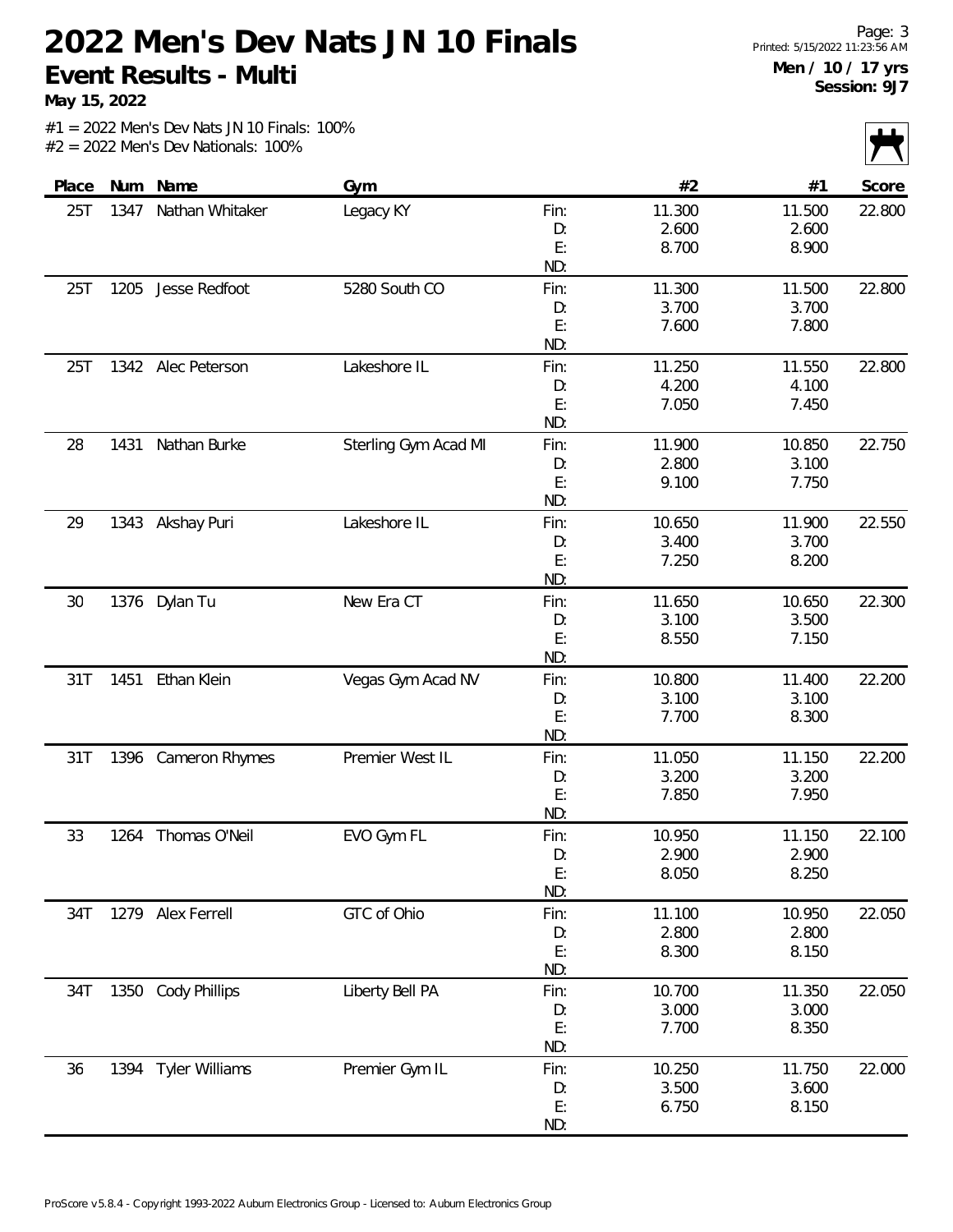# 2022 Men's Dev Nats JN 10 Finals

## Event Results - Multi

**May 15, 2022**

**Men / 10 / 17 yrs**
**Session: 9J7**

#1 = 2022 Men's Dev Nats JN 10 Finals: 100%
#2 = 2022 Men's Dev Nationals: 100%

| Place | Num | Name | Gym | | #2 | #1 | Score |
|---|---|---|---|---|---|---|---|
| 25T | 1347 | Nathan Whitaker | Legacy KY | Fin: | 11.300 | 11.500 | 22.800 |
| | | | | D: | 2.600 | 2.600 | |
| | | | | E: | 8.700 | 8.900 | |
| | | | | ND: | | | |
| 25T | 1205 | Jesse Redfoot | 5280 South CO | Fin: | 11.300 | 11.500 | 22.800 |
| | | | | D: | 3.700 | 3.700 | |
| | | | | E: | 7.600 | 7.800 | |
| | | | | ND: | | | |
| 25T | 1342 | Alec Peterson | Lakeshore IL | Fin: | 11.250 | 11.550 | 22.800 |
| | | | | D: | 4.200 | 4.100 | |
| | | | | E: | 7.050 | 7.450 | |
| | | | | ND: | | | |
| 28 | 1431 | Nathan Burke | Sterling Gym Acad MI | Fin: | 11.900 | 10.850 | 22.750 |
| | | | | D: | 2.800 | 3.100 | |
| | | | | E: | 9.100 | 7.750 | |
| | | | | ND: | | | |
| 29 | 1343 | Akshay Puri | Lakeshore IL | Fin: | 10.650 | 11.900 | 22.550 |
| | | | | D: | 3.400 | 3.700 | |
| | | | | E: | 7.250 | 8.200 | |
| | | | | ND: | | | |
| 30 | 1376 | Dylan Tu | New Era CT | Fin: | 11.650 | 10.650 | 22.300 |
| | | | | D: | 3.100 | 3.500 | |
| | | | | E: | 8.550 | 7.150 | |
| | | | | ND: | | | |
| 31T | 1451 | Ethan Klein | Vegas Gym Acad NV | Fin: | 10.800 | 11.400 | 22.200 |
| | | | | D: | 3.100 | 3.100 | |
| | | | | E: | 7.700 | 8.300 | |
| | | | | ND: | | | |
| 31T | 1396 | Cameron Rhymes | Premier West IL | Fin: | 11.050 | 11.150 | 22.200 |
| | | | | D: | 3.200 | 3.200 | |
| | | | | E: | 7.850 | 7.950 | |
| | | | | ND: | | | |
| 33 | 1264 | Thomas O'Neil | EVO Gym FL | Fin: | 10.950 | 11.150 | 22.100 |
| | | | | D: | 2.900 | 2.900 | |
| | | | | E: | 8.050 | 8.250 | |
| | | | | ND: | | | |
| 34T | 1279 | Alex Ferrell | GTC of Ohio | Fin: | 11.100 | 10.950 | 22.050 |
| | | | | D: | 2.800 | 2.800 | |
| | | | | E: | 8.300 | 8.150 | |
| | | | | ND: | | | |
| 34T | 1350 | Cody Phillips | Liberty Bell PA | Fin: | 10.700 | 11.350 | 22.050 |
| | | | | D: | 3.000 | 3.000 | |
| | | | | E: | 7.700 | 8.350 | |
| | | | | ND: | | | |
| 36 | 1394 | Tyler Williams | Premier Gym IL | Fin: | 10.250 | 11.750 | 22.000 |
| | | | | D: | 3.500 | 3.600 | |
| | | | | E: | 6.750 | 8.150 | |
| | | | | ND: | | | |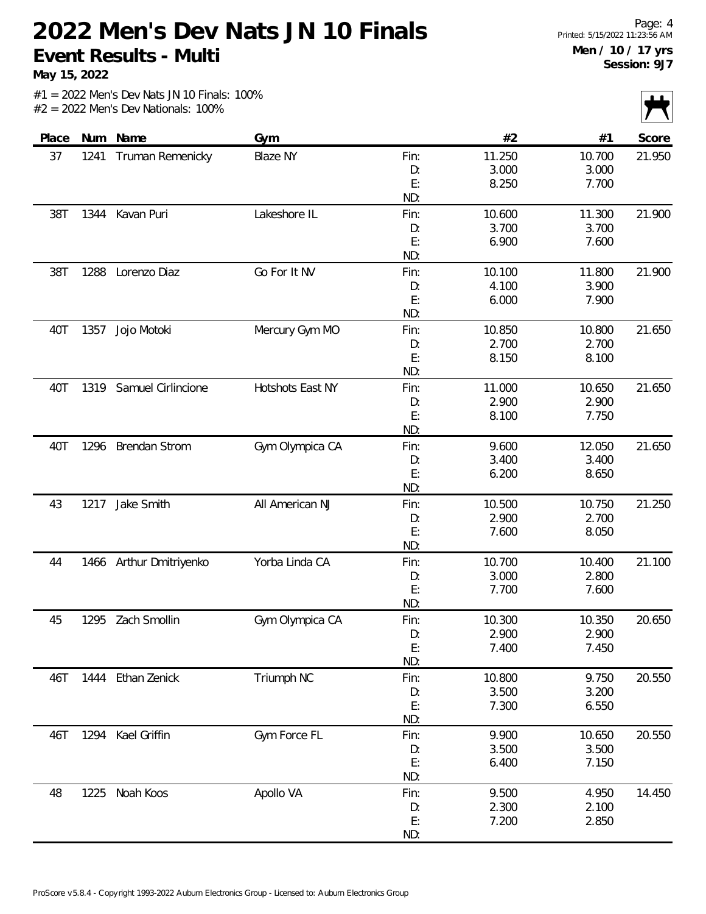# 2022 Men's Dev Nats JN 10 Finals

## Event Results - Multi

**May 15, 2022**

Printed: 5/15/2022 11:23:56 AM

**Men / 10 / 17 yrs**
**Session: 9J7**

#1 = 2022 Men's Dev Nats JN 10 Finals: 100%
#2 = 2022 Men's Dev Nationals: 100%

| Place | Num | Name | Gym | | #2 | #1 | Score |
|---|---|---|---|---|---|---|---|
| 37 | 1241 | Truman Remenicky | Blaze NY | Fin: | 11.250 | 10.700 | 21.950 |
| | | | | D: | 3.000 | 3.000 | |
| | | | | E: | 8.250 | 7.700 | |
| | | | | ND: | | | |
| 38T | 1344 | Kavan Puri | Lakeshore IL | Fin: | 10.600 | 11.300 | 21.900 |
| | | | | D: | 3.700 | 3.700 | |
| | | | | E: | 6.900 | 7.600 | |
| | | | | ND: | | | |
| 38T | 1288 | Lorenzo Diaz | Go For It NV | Fin: | 10.100 | 11.800 | 21.900 |
| | | | | D: | 4.100 | 3.900 | |
| | | | | E: | 6.000 | 7.900 | |
| | | | | ND: | | | |
| 40T | 1357 | Jojo Motoki | Mercury Gym MO | Fin: | 10.850 | 10.800 | 21.650 |
| | | | | D: | 2.700 | 2.700 | |
| | | | | E: | 8.150 | 8.100 | |
| | | | | ND: | | | |
| 40T | 1319 | Samuel Cirlincione | Hotshots East NY | Fin: | 11.000 | 10.650 | 21.650 |
| | | | | D: | 2.900 | 2.900 | |
| | | | | E: | 8.100 | 7.750 | |
| | | | | ND: | | | |
| 40T | 1296 | Brendan Strom | Gym Olympica CA | Fin: | 9.600 | 12.050 | 21.650 |
| | | | | D: | 3.400 | 3.400 | |
| | | | | E: | 6.200 | 8.650 | |
| | | | | ND: | | | |
| 43 | 1217 | Jake Smith | All American NJ | Fin: | 10.500 | 10.750 | 21.250 |
| | | | | D: | 2.900 | 2.700 | |
| | | | | E: | 7.600 | 8.050 | |
| | | | | ND: | | | |
| 44 | 1466 | Arthur Dmitriyenko | Yorba Linda CA | Fin: | 10.700 | 10.400 | 21.100 |
| | | | | D: | 3.000 | 2.800 | |
| | | | | E: | 7.700 | 7.600 | |
| | | | | ND: | | | |
| 45 | 1295 | Zach Smollin | Gym Olympica CA | Fin: | 10.300 | 10.350 | 20.650 |
| | | | | D: | 2.900 | 2.900 | |
| | | | | E: | 7.400 | 7.450 | |
| | | | | ND: | | | |
| 46T | 1444 | Ethan Zenick | Triumph NC | Fin: | 10.800 | 9.750 | 20.550 |
| | | | | D: | 3.500 | 3.200 | |
| | | | | E: | 7.300 | 6.550 | |
| | | | | ND: | | | |
| 46T | 1294 | Kael Griffin | Gym Force FL | Fin: | 9.900 | 10.650 | 20.550 |
| | | | | D: | 3.500 | 3.500 | |
| | | | | E: | 6.400 | 7.150 | |
| | | | | ND: | | | |
| 48 | 1225 | Noah Koos | Apollo VA | Fin: | 9.500 | 4.950 | 14.450 |
| | | | | D: | 2.300 | 2.100 | |
| | | | | E: | 7.200 | 2.850 | |
| | | | | ND: | | | |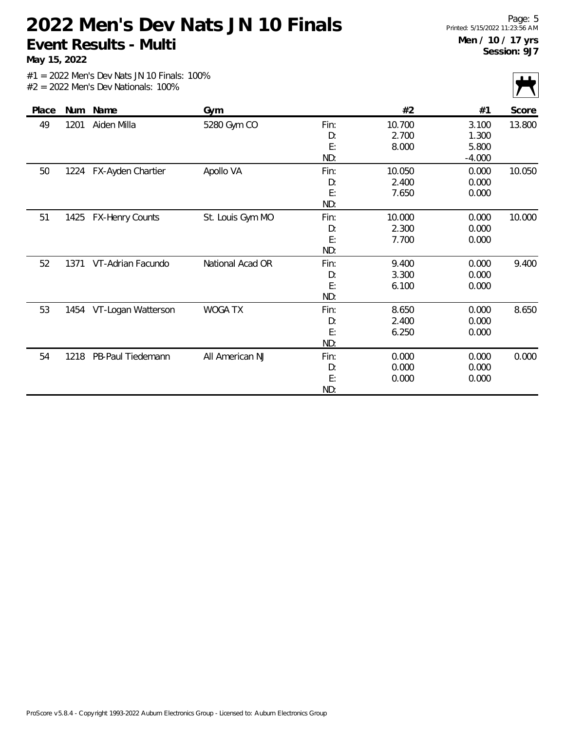# 2022 Men's Dev Nats JN 10 Finals

**Event Results - Multi**

**May 15, 2022**

**Men / 10 / 17 yrs**
**Session: 9J7**

#1 = 2022 Men's Dev Nats JN 10 Finals: 100%
#2 = 2022 Men's Dev Nationals: 100%

| Place | Num | Name | Gym | | #2 | #1 | Score |
|---|---|---|---|---|---|---|---|
| 49 | 1201 | Aiden Milla | 5280 Gym CO | Fin: | 10.700 | 3.100 | 13.800 |
| | | | | D: | 2.700 | 1.300 | |
| | | | | E: | 8.000 | 5.800 | |
| | | | | ND: | | -4.000 | |
| 50 | 1224 | FX-Ayden Chartier | Apollo VA | Fin: | 10.050 | 0.000 | 10.050 |
| | | | | D: | 2.400 | 0.000 | |
| | | | | E: | 7.650 | 0.000 | |
| | | | | ND: | | | |
| 51 | 1425 | FX-Henry Counts | St. Louis Gym MO | Fin: | 10.000 | 0.000 | 10.000 |
| | | | | D: | 2.300 | 0.000 | |
| | | | | E: | 7.700 | 0.000 | |
| | | | | ND: | | | |
| 52 | 1371 | VT-Adrian Facundo | National Acad OR | Fin: | 9.400 | 0.000 | 9.400 |
| | | | | D: | 3.300 | 0.000 | |
| | | | | E: | 6.100 | 0.000 | |
| | | | | ND: | | | |
| 53 | 1454 | VT-Logan Watterson | WOGA TX | Fin: | 8.650 | 0.000 | 8.650 |
| | | | | D: | 2.400 | 0.000 | |
| | | | | E: | 6.250 | 0.000 | |
| | | | | ND: | | | |
| 54 | 1218 | PB-Paul Tiedemann | All American NJ | Fin: | 0.000 | 0.000 | 0.000 |
| | | | | D: | 0.000 | 0.000 | |
| | | | | E: | 0.000 | 0.000 | |
| | | | | ND: | | | |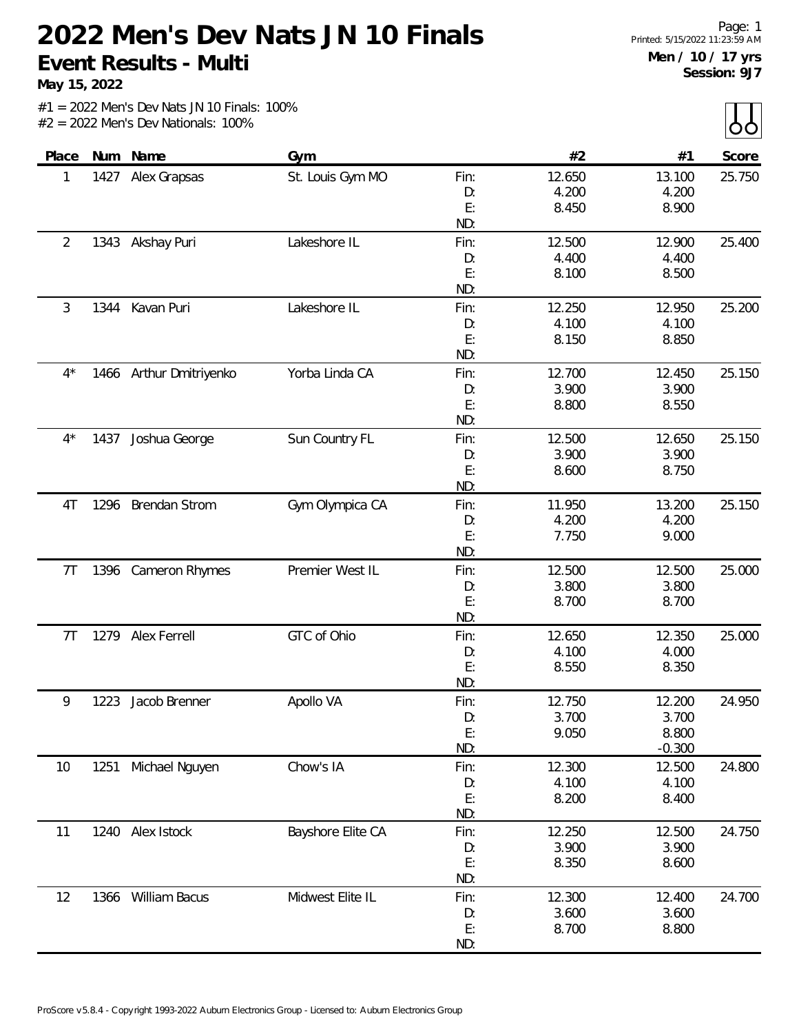# 2022 Men's Dev Nats JN 10 Finals

## Event Results - Multi

**May 15, 2022**

**Men / 10 / 17 yrs**
**Session: 9J7**

#1 = 2022 Men's Dev Nats JN 10 Finals: 100%
#2 = 2022 Men's Dev Nationals: 100%

| Place | Num | Name | Gym | | #2 | #1 | Score |
|---|---|---|---|---|---|---|---|
| 1 | 1427 | Alex Grapsas | St. Louis Gym MO | Fin: | 12.650 | 13.100 | 25.750 |
| | | | | D: | 4.200 | 4.200 | |
| | | | | E: | 8.450 | 8.900 | |
| | | | | ND: | | | |
| 2 | 1343 | Akshay Puri | Lakeshore IL | Fin: | 12.500 | 12.900 | 25.400 |
| | | | | D: | 4.400 | 4.400 | |
| | | | | E: | 8.100 | 8.500 | |
| | | | | ND: | | | |
| 3 | 1344 | Kavan Puri | Lakeshore IL | Fin: | 12.250 | 12.950 | 25.200 |
| | | | | D: | 4.100 | 4.100 | |
| | | | | E: | 8.150 | 8.850 | |
| | | | | ND: | | | |
| 4* | 1466 | Arthur Dmitriyenko | Yorba Linda CA | Fin: | 12.700 | 12.450 | 25.150 |
| | | | | D: | 3.900 | 3.900 | |
| | | | | E: | 8.800 | 8.550 | |
| | | | | ND: | | | |
| 4* | 1437 | Joshua George | Sun Country FL | Fin: | 12.500 | 12.650 | 25.150 |
| | | | | D: | 3.900 | 3.900 | |
| | | | | E: | 8.600 | 8.750 | |
| | | | | ND: | | | |
| 4T | 1296 | Brendan Strom | Gym Olympica CA | Fin: | 11.950 | 13.200 | 25.150 |
| | | | | D: | 4.200 | 4.200 | |
| | | | | E: | 7.750 | 9.000 | |
| | | | | ND: | | | |
| 7T | 1396 | Cameron Rhymes | Premier West IL | Fin: | 12.500 | 12.500 | 25.000 |
| | | | | D: | 3.800 | 3.800 | |
| | | | | E: | 8.700 | 8.700 | |
| | | | | ND: | | | |
| 7T | 1279 | Alex Ferrell | GTC of Ohio | Fin: | 12.650 | 12.350 | 25.000 |
| | | | | D: | 4.100 | 4.000 | |
| | | | | E: | 8.550 | 8.350 | |
| | | | | ND: | | | |
| 9 | 1223 | Jacob Brenner | Apollo VA | Fin: | 12.750 | 12.200 | 24.950 |
| | | | | D: | 3.700 | 3.700 | |
| | | | | E: | 9.050 | 8.800 | |
| | | | | ND: | | -0.300 | |
| 10 | 1251 | Michael Nguyen | Chow's IA | Fin: | 12.300 | 12.500 | 24.800 |
| | | | | D: | 4.100 | 4.100 | |
| | | | | E: | 8.200 | 8.400 | |
| | | | | ND: | | | |
| 11 | 1240 | Alex Istock | Bayshore Elite CA | Fin: | 12.250 | 12.500 | 24.750 |
| | | | | D: | 3.900 | 3.900 | |
| | | | | E: | 8.350 | 8.600 | |
| | | | | ND: | | | |
| 12 | 1366 | William Bacus | Midwest Elite IL | Fin: | 12.300 | 12.400 | 24.700 |
| | | | | D: | 3.600 | 3.600 | |
| | | | | E: | 8.700 | 8.800 | |
| | | | | ND: | | | |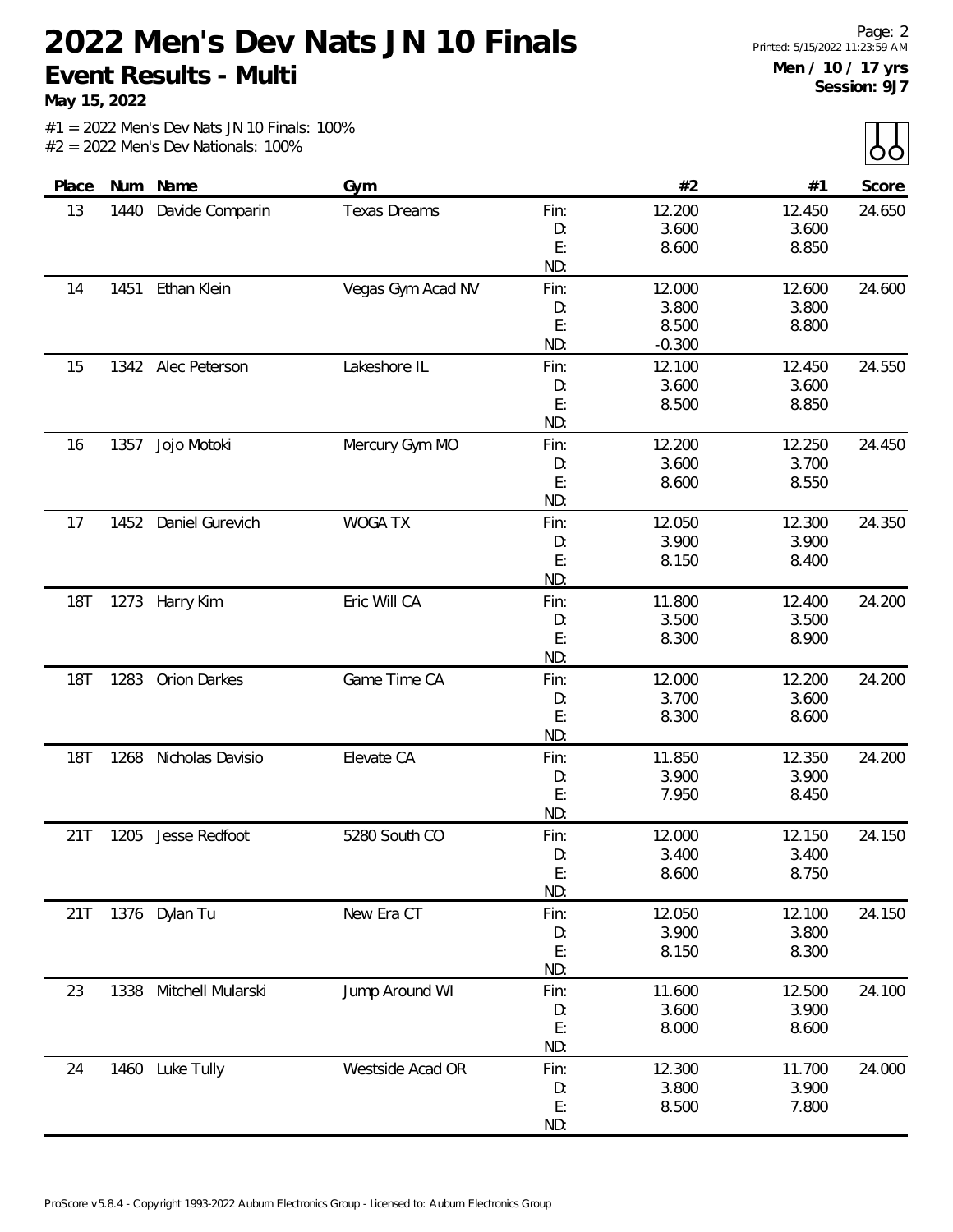# 2022 Men's Dev Nats JN 10 Finals

**Event Results - Multi**

**May 15, 2022**

Printed: 5/15/2022 11:23:59 AM

**Men / 10 / 17 yrs**
**Session: 9J7**

#1 = 2022 Men's Dev Nats JN 10 Finals: 100%
#2 = 2022 Men's Dev Nationals: 100%

| Place | Num | Name | Gym | | #2 | #1 | Score |
|---|---|---|---|---|---|---|---|
| 13 | 1440 | Davide Comparin | Texas Dreams | Fin: | 12.200 | 12.450 | 24.650 |
| | | | | D: | 3.600 | 3.600 | |
| | | | | E: | 8.600 | 8.850 | |
| | | | | ND: | | | |
| 14 | 1451 | Ethan Klein | Vegas Gym Acad NV | Fin: | 12.000 | 12.600 | 24.600 |
| | | | | D: | 3.800 | 3.800 | |
| | | | | E: | 8.500 | 8.800 | |
| | | | | ND: | -0.300 | | |
| 15 | 1342 | Alec Peterson | Lakeshore IL | Fin: | 12.100 | 12.450 | 24.550 |
| | | | | D: | 3.600 | 3.600 | |
| | | | | E: | 8.500 | 8.850 | |
| | | | | ND: | | | |
| 16 | 1357 | Jojo Motoki | Mercury Gym MO | Fin: | 12.200 | 12.250 | 24.450 |
| | | | | D: | 3.600 | 3.700 | |
| | | | | E: | 8.600 | 8.550 | |
| | | | | ND: | | | |
| 17 | 1452 | Daniel Gurevich | WOGA TX | Fin: | 12.050 | 12.300 | 24.350 |
| | | | | D: | 3.900 | 3.900 | |
| | | | | E: | 8.150 | 8.400 | |
| | | | | ND: | | | |
| 18T | 1273 | Harry Kim | Eric Will CA | Fin: | 11.800 | 12.400 | 24.200 |
| | | | | D: | 3.500 | 3.500 | |
| | | | | E: | 8.300 | 8.900 | |
| | | | | ND: | | | |
| 18T | 1283 | Orion Darkes | Game Time CA | Fin: | 12.000 | 12.200 | 24.200 |
| | | | | D: | 3.700 | 3.600 | |
| | | | | E: | 8.300 | 8.600 | |
| | | | | ND: | | | |
| 18T | 1268 | Nicholas Davisio | Elevate CA | Fin: | 11.850 | 12.350 | 24.200 |
| | | | | D: | 3.900 | 3.900 | |
| | | | | E: | 7.950 | 8.450 | |
| | | | | ND: | | | |
| 21T | 1205 | Jesse Redfoot | 5280 South CO | Fin: | 12.000 | 12.150 | 24.150 |
| | | | | D: | 3.400 | 3.400 | |
| | | | | E: | 8.600 | 8.750 | |
| | | | | ND: | | | |
| 21T | 1376 | Dylan Tu | New Era CT | Fin: | 12.050 | 12.100 | 24.150 |
| | | | | D: | 3.900 | 3.800 | |
| | | | | E: | 8.150 | 8.300 | |
| | | | | ND: | | | |
| 23 | 1338 | Mitchell Mularski | Jump Around WI | Fin: | 11.600 | 12.500 | 24.100 |
| | | | | D: | 3.600 | 3.900 | |
| | | | | E: | 8.000 | 8.600 | |
| | | | | ND: | | | |
| 24 | 1460 | Luke Tully | Westside Acad OR | Fin: | 12.300 | 11.700 | 24.000 |
| | | | | D: | 3.800 | 3.900 | |
| | | | | E: | 8.500 | 7.800 | |
| | | | | ND: | | | |

ProScore v5.8.4 - Copyright 1993-2022 Auburn Electronics Group - Licensed to: Auburn Electronics Group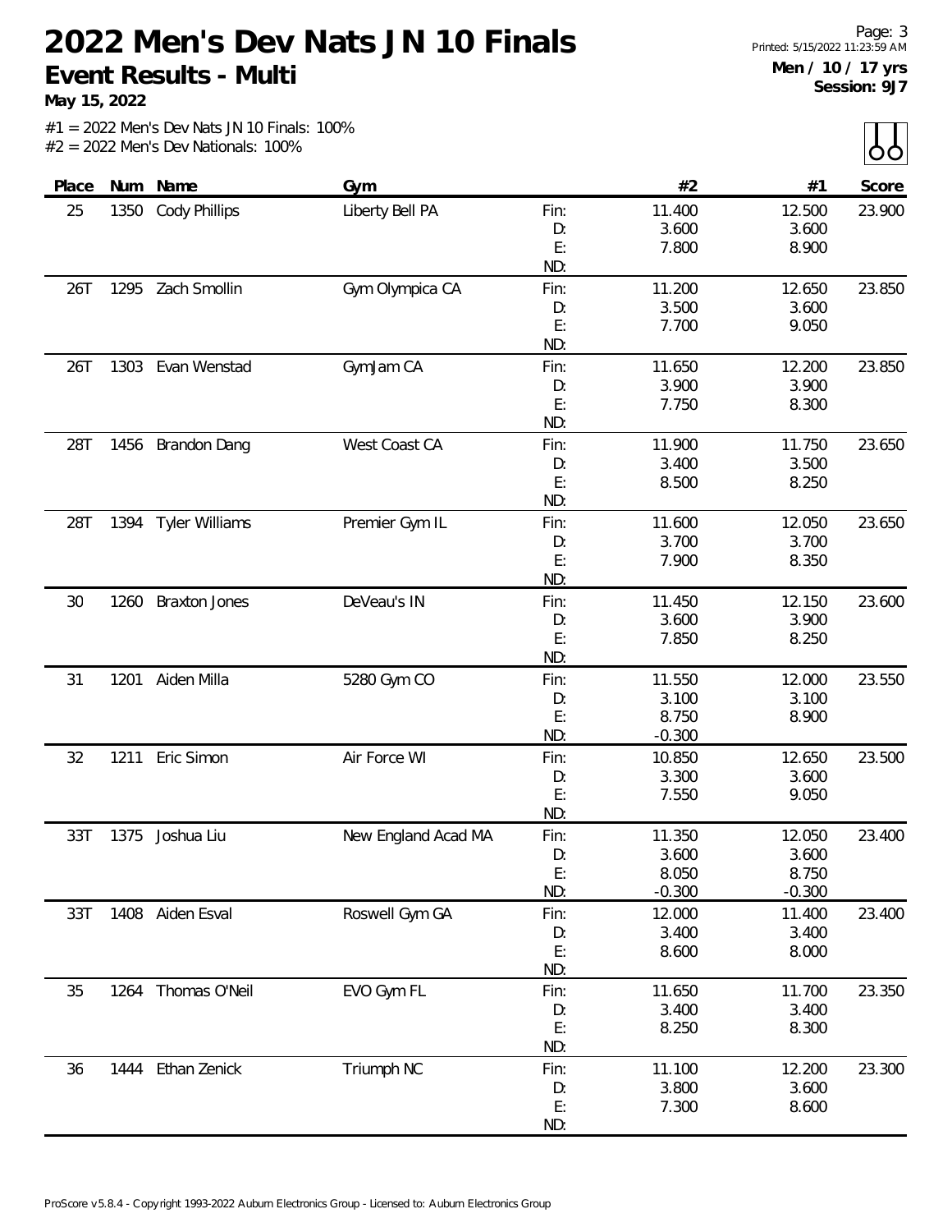# 2022 Men's Dev Nats JN 10 Finals

## Event Results - Multi

**May 15, 2022**

Men / 10 / 17 yrs
Session: 9J7

#1 = 2022 Men's Dev Nats JN 10 Finals: 100%
#2 = 2022 Men's Dev Nationals: 100%

| Place | Num | Name | Gym | | #2 | #1 | Score |
|---|---|---|---|---|---|---|---|
| 25 | 1350 | Cody Phillips | Liberty Bell PA | Fin: | 11.400 | 12.500 | 23.900 |
| | | | | D: | 3.600 | 3.600 | |
| | | | | E: | 7.800 | 8.900 | |
| | | | | ND: | | | |
| 26T | 1295 | Zach Smollin | Gym Olympica CA | Fin: | 11.200 | 12.650 | 23.850 |
| | | | | D: | 3.500 | 3.600 | |
| | | | | E: | 7.700 | 9.050 | |
| | | | | ND: | | | |
| 26T | 1303 | Evan Wenstad | GymJam CA | Fin: | 11.650 | 12.200 | 23.850 |
| | | | | D: | 3.900 | 3.900 | |
| | | | | E: | 7.750 | 8.300 | |
| | | | | ND: | | | |
| 28T | 1456 | Brandon Dang | West Coast CA | Fin: | 11.900 | 11.750 | 23.650 |
| | | | | D: | 3.400 | 3.500 | |
| | | | | E: | 8.500 | 8.250 | |
| | | | | ND: | | | |
| 28T | 1394 | Tyler Williams | Premier Gym IL | Fin: | 11.600 | 12.050 | 23.650 |
| | | | | D: | 3.700 | 3.700 | |
| | | | | E: | 7.900 | 8.350 | |
| | | | | ND: | | | |
| 30 | 1260 | Braxton Jones | DeVeau's IN | Fin: | 11.450 | 12.150 | 23.600 |
| | | | | D: | 3.600 | 3.900 | |
| | | | | E: | 7.850 | 8.250 | |
| | | | | ND: | | | |
| 31 | 1201 | Aiden Milla | 5280 Gym CO | Fin: | 11.550 | 12.000 | 23.550 |
| | | | | D: | 3.100 | 3.100 | |
| | | | | E: | 8.750 | 8.900 | |
| | | | | ND: | -0.300 | | |
| 32 | 1211 | Eric Simon | Air Force WI | Fin: | 10.850 | 12.650 | 23.500 |
| | | | | D: | 3.300 | 3.600 | |
| | | | | E: | 7.550 | 9.050 | |
| | | | | ND: | | | |
| 33T | 1375 | Joshua Liu | New England Acad MA | Fin: | 11.350 | 12.050 | 23.400 |
| | | | | D: | 3.600 | 3.600 | |
| | | | | E: | 8.050 | 8.750 | |
| | | | | ND: | -0.300 | -0.300 | |
| 33T | 1408 | Aiden Esval | Roswell Gym GA | Fin: | 12.000 | 11.400 | 23.400 |
| | | | | D: | 3.400 | 3.400 | |
| | | | | E: | 8.600 | 8.000 | |
| | | | | ND: | | | |
| 35 | 1264 | Thomas O'Neil | EVO Gym FL | Fin: | 11.650 | 11.700 | 23.350 |
| | | | | D: | 3.400 | 3.400 | |
| | | | | E: | 8.250 | 8.300 | |
| | | | | ND: | | | |
| 36 | 1444 | Ethan Zenick | Triumph NC | Fin: | 11.100 | 12.200 | 23.300 |
| | | | | D: | 3.800 | 3.600 | |
| | | | | E: | 7.300 | 8.600 | |
| | | | | ND: | | | |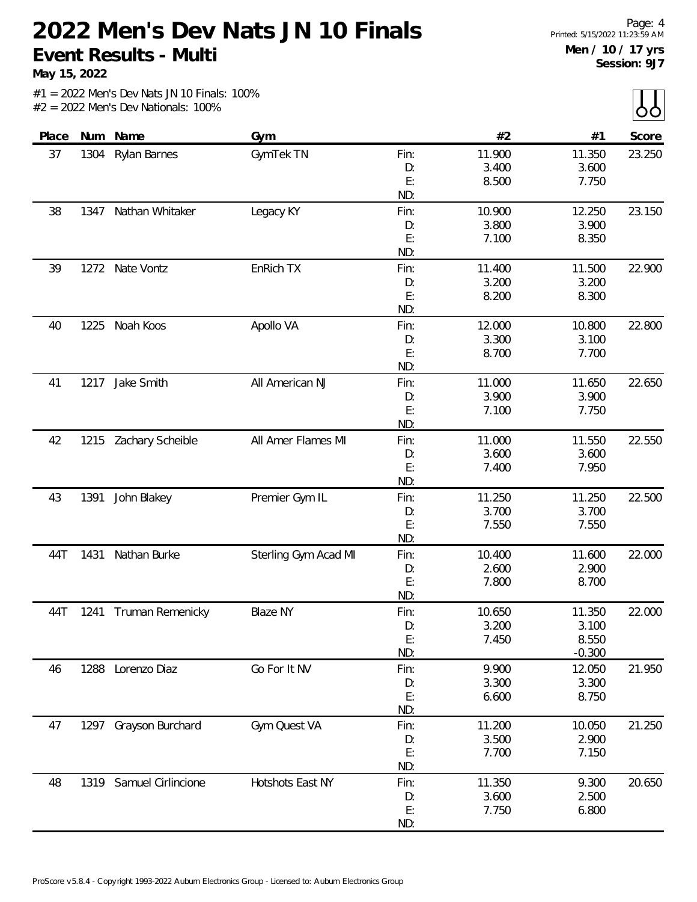# 2022 Men's Dev Nats JN 10 Finals

**Event Results - Multi**

**May 15, 2022**

**Men / 10 / 17 yrs**
**Session: 9J7**

#1 = 2022 Men's Dev Nats JN 10 Finals: 100%
#2 = 2022 Men's Dev Nationals: 100%

| Place | Num | Name | Gym | | #2 | #1 | Score |
|---|---|---|---|---|---|---|---|
| 37 | 1304 | Rylan Barnes | GymTek TN | Fin: | 11.900 | 11.350 | 23.250 |
| | | | | D: | 3.400 | 3.600 | |
| | | | | E: | 8.500 | 7.750 | |
| | | | | ND: | | | |
| 38 | 1347 | Nathan Whitaker | Legacy KY | Fin: | 10.900 | 12.250 | 23.150 |
| | | | | D: | 3.800 | 3.900 | |
| | | | | E: | 7.100 | 8.350 | |
| | | | | ND: | | | |
| 39 | 1272 | Nate Vontz | EnRich TX | Fin: | 11.400 | 11.500 | 22.900 |
| | | | | D: | 3.200 | 3.200 | |
| | | | | E: | 8.200 | 8.300 | |
| | | | | ND: | | | |
| 40 | 1225 | Noah Koos | Apollo VA | Fin: | 12.000 | 10.800 | 22.800 |
| | | | | D: | 3.300 | 3.100 | |
| | | | | E: | 8.700 | 7.700 | |
| | | | | ND: | | | |
| 41 | 1217 | Jake Smith | All American NJ | Fin: | 11.000 | 11.650 | 22.650 |
| | | | | D: | 3.900 | 3.900 | |
| | | | | E: | 7.100 | 7.750 | |
| | | | | ND: | | | |
| 42 | 1215 | Zachary Scheible | All Amer Flames MI | Fin: | 11.000 | 11.550 | 22.550 |
| | | | | D: | 3.600 | 3.600 | |
| | | | | E: | 7.400 | 7.950 | |
| | | | | ND: | | | |
| 43 | 1391 | John Blakey | Premier Gym IL | Fin: | 11.250 | 11.250 | 22.500 |
| | | | | D: | 3.700 | 3.700 | |
| | | | | E: | 7.550 | 7.550 | |
| | | | | ND: | | | |
| 44T | 1431 | Nathan Burke | Sterling Gym Acad MI | Fin: | 10.400 | 11.600 | 22.000 |
| | | | | D: | 2.600 | 2.900 | |
| | | | | E: | 7.800 | 8.700 | |
| | | | | ND: | | | |
| 44T | 1241 | Truman Remenicky | Blaze NY | Fin: | 10.650 | 11.350 | 22.000 |
| | | | | D: | 3.200 | 3.100 | |
| | | | | E: | 7.450 | 8.550 | |
| | | | | ND: | | -0.300 | |
| 46 | 1288 | Lorenzo Diaz | Go For It NV | Fin: | 9.900 | 12.050 | 21.950 |
| | | | | D: | 3.300 | 3.300 | |
| | | | | E: | 6.600 | 8.750 | |
| | | | | ND: | | | |
| 47 | 1297 | Grayson Burchard | Gym Quest VA | Fin: | 11.200 | 10.050 | 21.250 |
| | | | | D: | 3.500 | 2.900 | |
| | | | | E: | 7.700 | 7.150 | |
| | | | | ND: | | | |
| 48 | 1319 | Samuel Cirlincione | Hotshots East NY | Fin: | 11.350 | 9.300 | 20.650 |
| | | | | D: | 3.600 | 2.500 | |
| | | | | E: | 7.750 | 6.800 | |
| | | | | ND: | | | |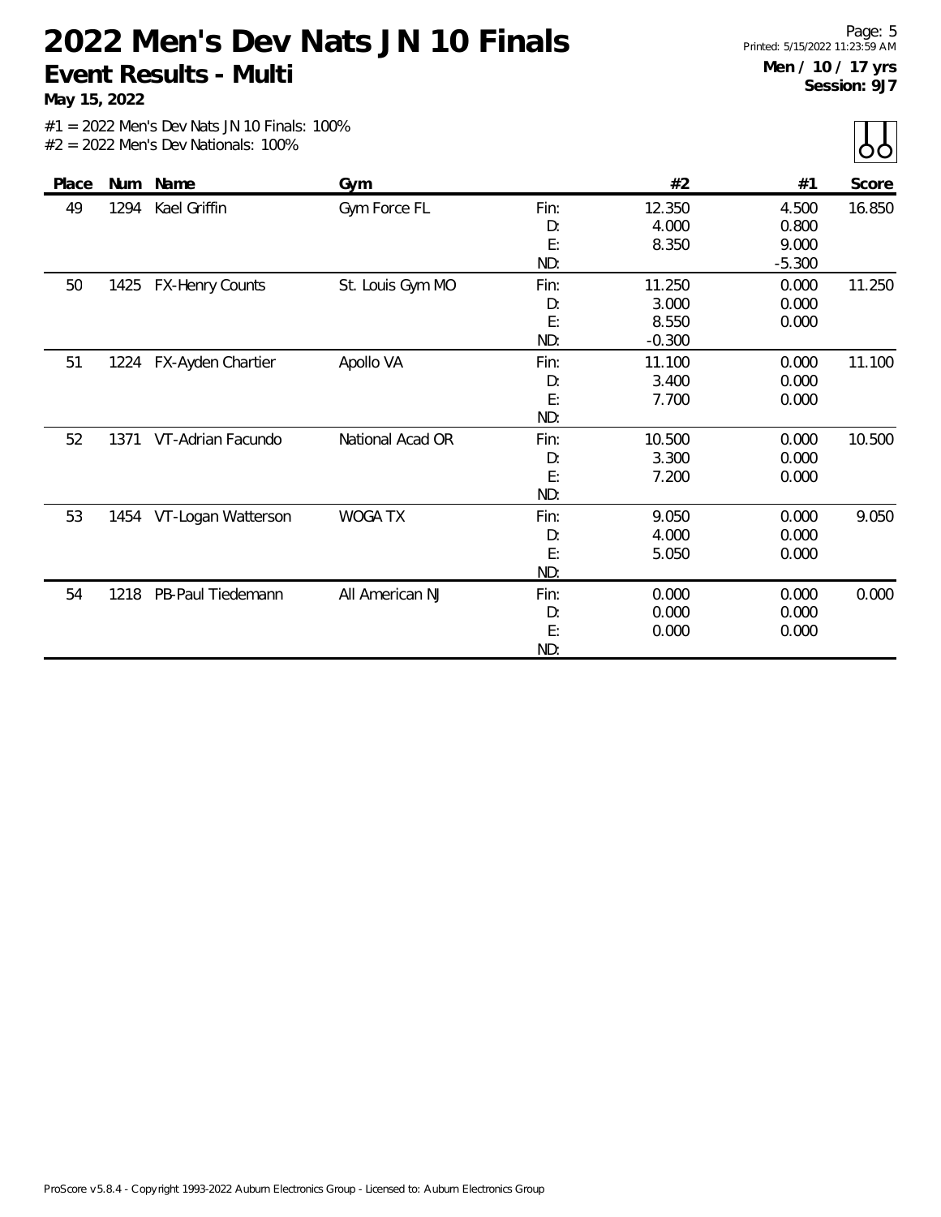# 2022 Men's Dev Nats JN 10 Finals

## Event Results - Multi

**May 15, 2022**

**Men / 10 / 17 yrs**
**Session: 9J7**

#1 = 2022 Men's Dev Nats JN 10 Finals: 100%
#2 = 2022 Men's Dev Nationals: 100%

| Place | Num | Name | Gym | | #2 | #1 | Score |
|---|---|---|---|---|---|---|---|
| 49 | 1294 | Kael Griffin | Gym Force FL | Fin: | 12.350 | 4.500 | 16.850 |
| | | | | D: | 4.000 | 0.800 | |
| | | | | E: | 8.350 | 9.000 | |
| | | | | ND: | | -5.300 | |
| 50 | 1425 | FX-Henry Counts | St. Louis Gym MO | Fin: | 11.250 | 0.000 | 11.250 |
| | | | | D: | 3.000 | 0.000 | |
| | | | | E: | 8.550 | 0.000 | |
| | | | | ND: | -0.300 | | |
| 51 | 1224 | FX-Ayden Chartier | Apollo VA | Fin: | 11.100 | 0.000 | 11.100 |
| | | | | D: | 3.400 | 0.000 | |
| | | | | E: | 7.700 | 0.000 | |
| | | | | ND: | | | |
| 52 | 1371 | VT-Adrian Facundo | National Acad OR | Fin: | 10.500 | 0.000 | 10.500 |
| | | | | D: | 3.300 | 0.000 | |
| | | | | E: | 7.200 | 0.000 | |
| | | | | ND: | | | |
| 53 | 1454 | VT-Logan Watterson | WOGA TX | Fin: | 9.050 | 0.000 | 9.050 |
| | | | | D: | 4.000 | 0.000 | |
| | | | | E: | 5.050 | 0.000 | |
| | | | | ND: | | | |
| 54 | 1218 | PB-Paul Tiedemann | All American NJ | Fin: | 0.000 | 0.000 | 0.000 |
| | | | | D: | 0.000 | 0.000 | |
| | | | | E: | 0.000 | 0.000 | |
| | | | | ND: | | | |

ProScore v5.8.4 - Copyright 1993-2022 Auburn Electronics Group - Licensed to: Auburn Electronics Group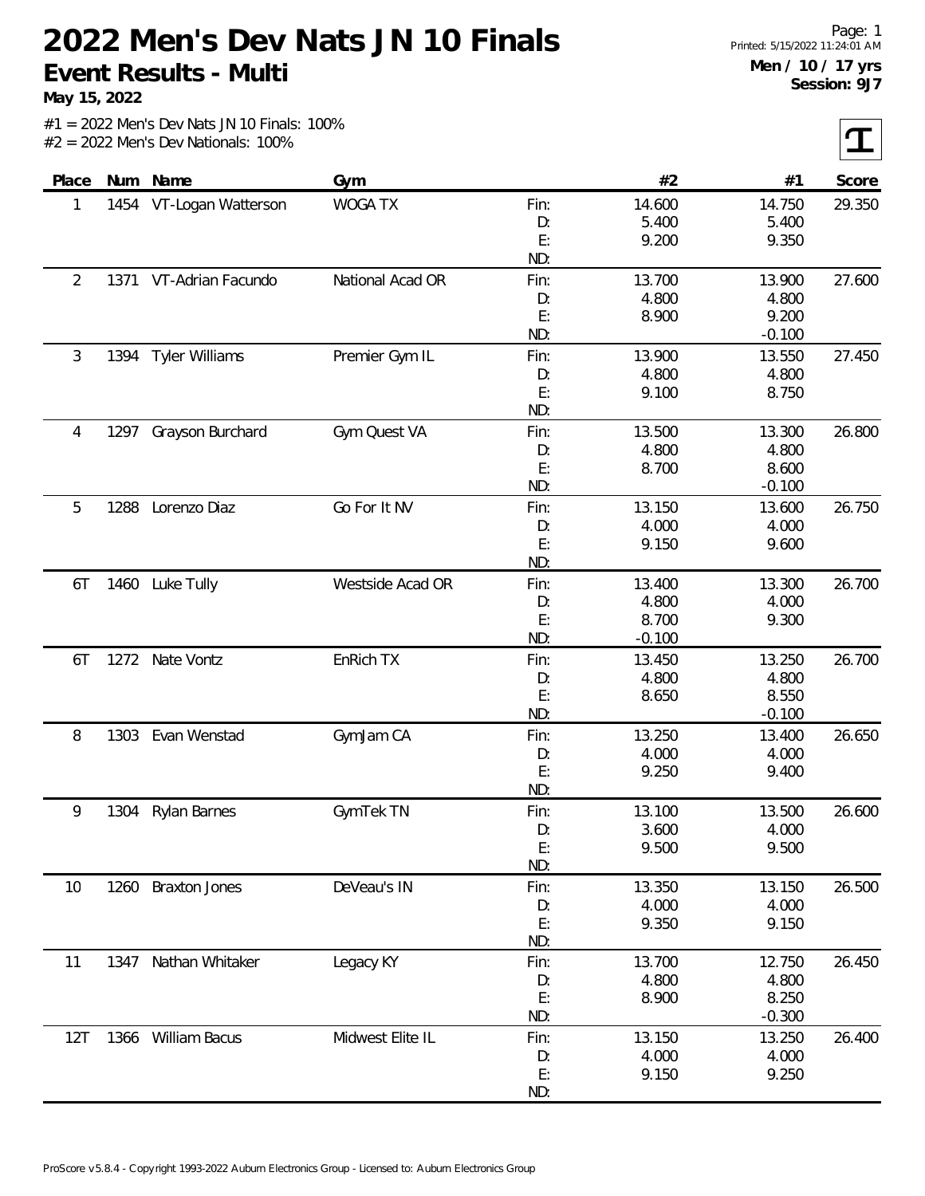# 2022 Men's Dev Nats JN 10 Finals

## Event Results - Multi

**May 15, 2022**

Printed: 5/15/2022 11:24:01 AM

**Men / 10 / 17 yrs**
**Session: 9J7**

#1 = 2022 Men's Dev Nats JN 10 Finals: 100%
#2 = 2022 Men's Dev Nationals: 100%

| Place | Num | Name | Gym | | #2 | #1 | Score |
|---|---|---|---|---|---|---|---|
| 1 | 1454 | VT-Logan Watterson | WOGA TX | Fin: | 14.600 | 14.750 | 29.350 |
| | | | | D: | 5.400 | 5.400 | |
| | | | | E: | 9.200 | 9.350 | |
| | | | | ND: | | | |
| 2 | 1371 | VT-Adrian Facundo | National Acad OR | Fin: | 13.700 | 13.900 | 27.600 |
| | | | | D: | 4.800 | 4.800 | |
| | | | | E: | 8.900 | 9.200 | |
| | | | | ND: | | -0.100 | |
| 3 | 1394 | Tyler Williams | Premier Gym IL | Fin: | 13.900 | 13.550 | 27.450 |
| | | | | D: | 4.800 | 4.800 | |
| | | | | E: | 9.100 | 8.750 | |
| | | | | ND: | | | |
| 4 | 1297 | Grayson Burchard | Gym Quest VA | Fin: | 13.500 | 13.300 | 26.800 |
| | | | | D: | 4.800 | 4.800 | |
| | | | | E: | 8.700 | 8.600 | |
| | | | | ND: | | -0.100 | |
| 5 | 1288 | Lorenzo Diaz | Go For It NV | Fin: | 13.150 | 13.600 | 26.750 |
| | | | | D: | 4.000 | 4.000 | |
| | | | | E: | 9.150 | 9.600 | |
| | | | | ND: | | | |
| 6T | 1460 | Luke Tully | Westside Acad OR | Fin: | 13.400 | 13.300 | 26.700 |
| | | | | D: | 4.800 | 4.000 | |
| | | | | E: | 8.700 | 9.300 | |
| | | | | ND: | -0.100 | | |
| 6T | 1272 | Nate Vontz | EnRich TX | Fin: | 13.450 | 13.250 | 26.700 |
| | | | | D: | 4.800 | 4.800 | |
| | | | | E: | 8.650 | 8.550 | |
| | | | | ND: | | -0.100 | |
| 8 | 1303 | Evan Wenstad | GymJam CA | Fin: | 13.250 | 13.400 | 26.650 |
| | | | | D: | 4.000 | 4.000 | |
| | | | | E: | 9.250 | 9.400 | |
| | | | | ND: | | | |
| 9 | 1304 | Rylan Barnes | GymTek TN | Fin: | 13.100 | 13.500 | 26.600 |
| | | | | D: | 3.600 | 4.000 | |
| | | | | E: | 9.500 | 9.500 | |
| | | | | ND: | | | |
| 10 | 1260 | Braxton Jones | DeVeau's IN | Fin: | 13.350 | 13.150 | 26.500 |
| | | | | D: | 4.000 | 4.000 | |
| | | | | E: | 9.350 | 9.150 | |
| | | | | ND: | | | |
| 11 | 1347 | Nathan Whitaker | Legacy KY | Fin: | 13.700 | 12.750 | 26.450 |
| | | | | D: | 4.800 | 4.800 | |
| | | | | E: | 8.900 | 8.250 | |
| | | | | ND: | | -0.300 | |
| 12T | 1366 | William Bacus | Midwest Elite IL | Fin: | 13.150 | 13.250 | 26.400 |
| | | | | D: | 4.000 | 4.000 | |
| | | | | E: | 9.150 | 9.250 | |
| | | | | ND: | | | |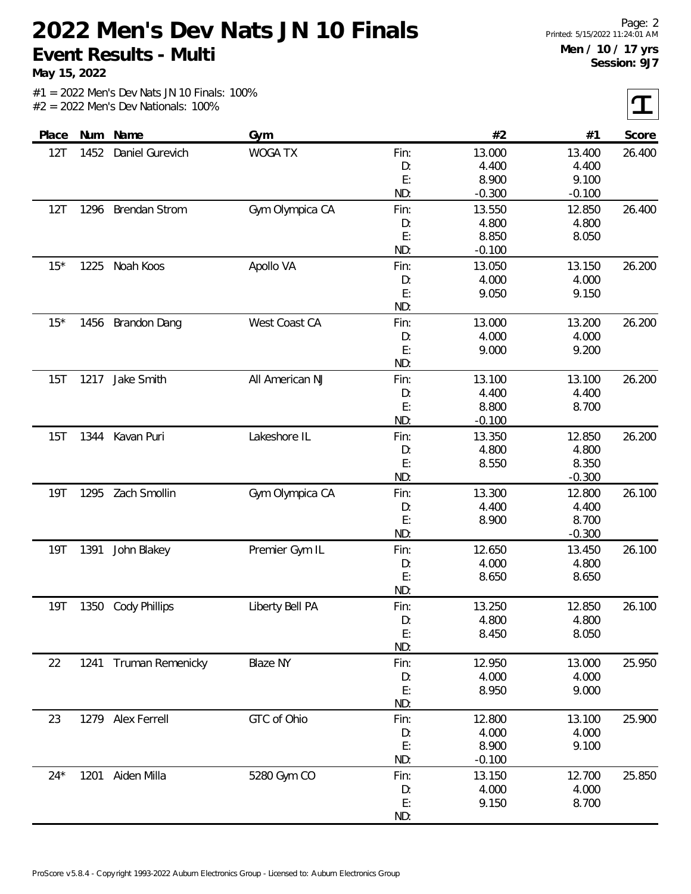# 2022 Men's Dev Nats JN 10 Finals

**Event Results - Multi**

**May 15, 2022**

**Men / 10 / 17 yrs**
**Session: 9J7**

#1 = 2022 Men's Dev Nats JN 10 Finals: 100%
#2 = 2022 Men's Dev Nationals: 100%

| Place | Num | Name | Gym | | #2 | #1 | Score |
|---|---|---|---|---|---|---|---|
| 12T | 1452 | Daniel Gurevich | WOGA TX | Fin: | 13.000 | 13.400 | 26.400 |
| | | | | D: | 4.400 | 4.400 | |
| | | | | E: | 8.900 | 9.100 | |
| | | | | ND: | -0.300 | -0.100 | |
| 12T | 1296 | Brendan Strom | Gym Olympica CA | Fin: | 13.550 | 12.850 | 26.400 |
| | | | | D: | 4.800 | 4.800 | |
| | | | | E: | 8.850 | 8.050 | |
| | | | | ND: | -0.100 | | |
| 15* | 1225 | Noah Koos | Apollo VA | Fin: | 13.050 | 13.150 | 26.200 |
| | | | | D: | 4.000 | 4.000 | |
| | | | | E: | 9.050 | 9.150 | |
| | | | | ND: | | | |
| 15* | 1456 | Brandon Dang | West Coast CA | Fin: | 13.000 | 13.200 | 26.200 |
| | | | | D: | 4.000 | 4.000 | |
| | | | | E: | 9.000 | 9.200 | |
| | | | | ND: | | | |
| 15T | 1217 | Jake Smith | All American NJ | Fin: | 13.100 | 13.100 | 26.200 |
| | | | | D: | 4.400 | 4.400 | |
| | | | | E: | 8.800 | 8.700 | |
| | | | | ND: | -0.100 | | |
| 15T | 1344 | Kavan Puri | Lakeshore IL | Fin: | 13.350 | 12.850 | 26.200 |
| | | | | D: | 4.800 | 4.800 | |
| | | | | E: | 8.550 | 8.350 | |
| | | | | ND: | | -0.300 | |
| 19T | 1295 | Zach Smollin | Gym Olympica CA | Fin: | 13.300 | 12.800 | 26.100 |
| | | | | D: | 4.400 | 4.400 | |
| | | | | E: | 8.900 | 8.700 | |
| | | | | ND: | | -0.300 | |
| 19T | 1391 | John Blakey | Premier Gym IL | Fin: | 12.650 | 13.450 | 26.100 |
| | | | | D: | 4.000 | 4.800 | |
| | | | | E: | 8.650 | 8.650 | |
| | | | | ND: | | | |
| 19T | 1350 | Cody Phillips | Liberty Bell PA | Fin: | 13.250 | 12.850 | 26.100 |
| | | | | D: | 4.800 | 4.800 | |
| | | | | E: | 8.450 | 8.050 | |
| | | | | ND: | | | |
| 22 | 1241 | Truman Remenicky | Blaze NY | Fin: | 12.950 | 13.000 | 25.950 |
| | | | | D: | 4.000 | 4.000 | |
| | | | | E: | 8.950 | 9.000 | |
| | | | | ND: | | | |
| 23 | 1279 | Alex Ferrell | GTC of Ohio | Fin: | 12.800 | 13.100 | 25.900 |
| | | | | D: | 4.000 | 4.000 | |
| | | | | E: | 8.900 | 9.100 | |
| | | | | ND: | -0.100 | | |
| 24* | 1201 | Aiden Milla | 5280 Gym CO | Fin: | 13.150 | 12.700 | 25.850 |
| | | | | D: | 4.000 | 4.000 | |
| | | | | E: | 9.150 | 8.700 | |
| | | | | ND: | | | |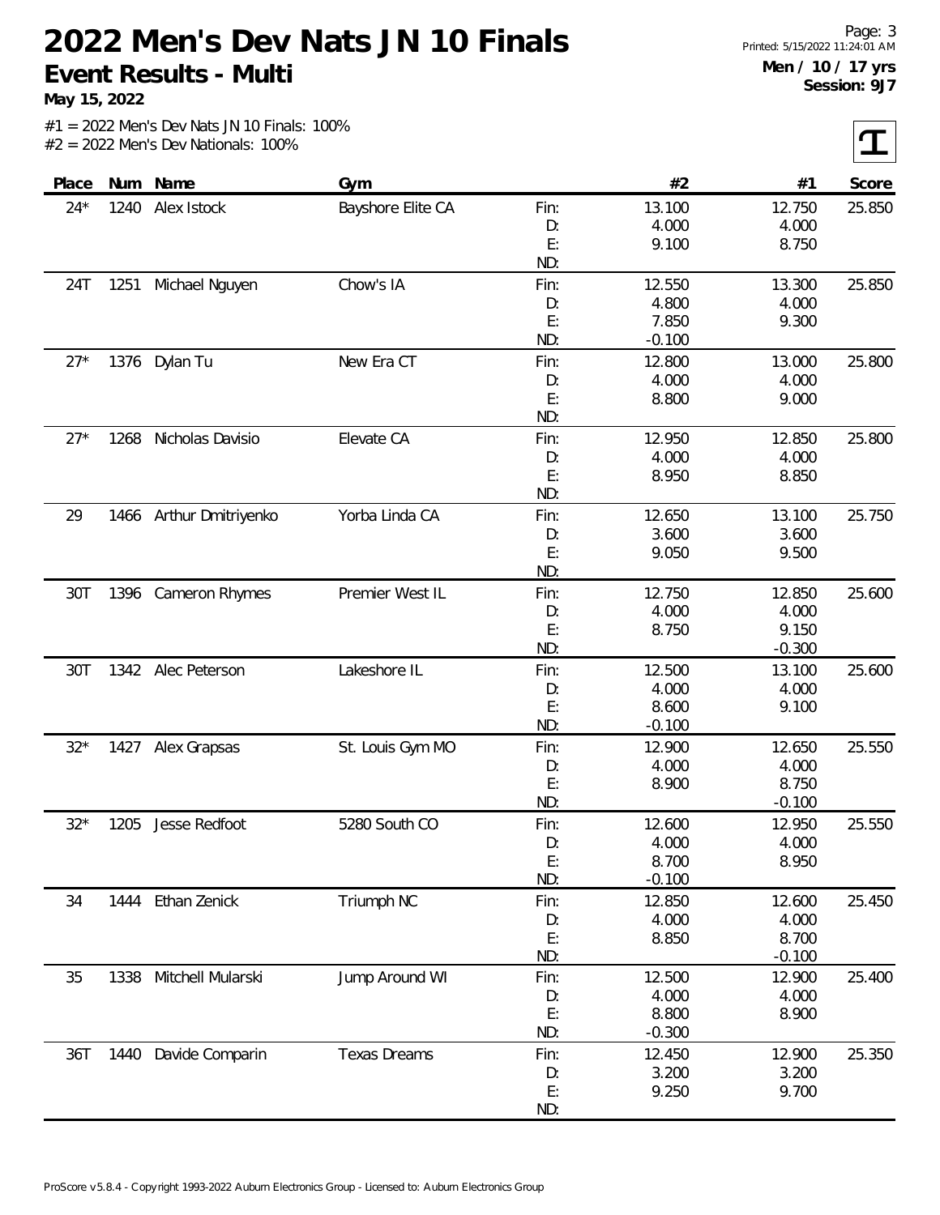# 2022 Men's Dev Nats JN 10 Finals

## Event Results - Multi

**May 15, 2022**

Printed: 5/15/2022 11:24:01 AM

**Men / 10 / 17 yrs**
**Session: 9J7**

#1 = 2022 Men's Dev Nats JN 10 Finals: 100%
#2 = 2022 Men's Dev Nationals: 100%

| Place | Num | Name | Gym | | #2 | #1 | Score |
|---|---|---|---|---|---|---|---|
| 24* | 1240 | Alex Istock | Bayshore Elite CA | Fin: | 13.100 | 12.750 | 25.850 |
| | | | | D: | 4.000 | 4.000 | |
| | | | | E: | 9.100 | 8.750 | |
| | | | | ND: | | | |
| 24T | 1251 | Michael Nguyen | Chow's IA | Fin: | 12.550 | 13.300 | 25.850 |
| | | | | D: | 4.800 | 4.000 | |
| | | | | E: | 7.850 | 9.300 | |
| | | | | ND: | -0.100 | | |
| 27* | 1376 | Dylan Tu | New Era CT | Fin: | 12.800 | 13.000 | 25.800 |
| | | | | D: | 4.000 | 4.000 | |
| | | | | E: | 8.800 | 9.000 | |
| | | | | ND: | | | |
| 27* | 1268 | Nicholas Davisio | Elevate CA | Fin: | 12.950 | 12.850 | 25.800 |
| | | | | D: | 4.000 | 4.000 | |
| | | | | E: | 8.950 | 8.850 | |
| | | | | ND: | | | |
| 29 | 1466 | Arthur Dmitriyenko | Yorba Linda CA | Fin: | 12.650 | 13.100 | 25.750 |
| | | | | D: | 3.600 | 3.600 | |
| | | | | E: | 9.050 | 9.500 | |
| | | | | ND: | | | |
| 30T | 1396 | Cameron Rhymes | Premier West IL | Fin: | 12.750 | 12.850 | 25.600 |
| | | | | D: | 4.000 | 4.000 | |
| | | | | E: | 8.750 | 9.150 | |
| | | | | ND: | | -0.300 | |
| 30T | 1342 | Alec Peterson | Lakeshore IL | Fin: | 12.500 | 13.100 | 25.600 |
| | | | | D: | 4.000 | 4.000 | |
| | | | | E: | 8.600 | 9.100 | |
| | | | | ND: | -0.100 | | |
| 32* | 1427 | Alex Grapsas | St. Louis Gym MO | Fin: | 12.900 | 12.650 | 25.550 |
| | | | | D: | 4.000 | 4.000 | |
| | | | | E: | 8.900 | 8.750 | |
| | | | | ND: | | -0.100 | |
| 32* | 1205 | Jesse Redfoot | 5280 South CO | Fin: | 12.600 | 12.950 | 25.550 |
| | | | | D: | 4.000 | 4.000 | |
| | | | | E: | 8.700 | 8.950 | |
| | | | | ND: | -0.100 | | |
| 34 | 1444 | Ethan Zenick | Triumph NC | Fin: | 12.850 | 12.600 | 25.450 |
| | | | | D: | 4.000 | 4.000 | |
| | | | | E: | 8.850 | 8.700 | |
| | | | | ND: | | -0.100 | |
| 35 | 1338 | Mitchell Mularski | Jump Around WI | Fin: | 12.500 | 12.900 | 25.400 |
| | | | | D: | 4.000 | 4.000 | |
| | | | | E: | 8.800 | 8.900 | |
| | | | | ND: | -0.300 | | |
| 36T | 1440 | Davide Comparin | Texas Dreams | Fin: | 12.450 | 12.900 | 25.350 |
| | | | | D: | 3.200 | 3.200 | |
| | | | | E: | 9.250 | 9.700 | |
| | | | | ND: | | | |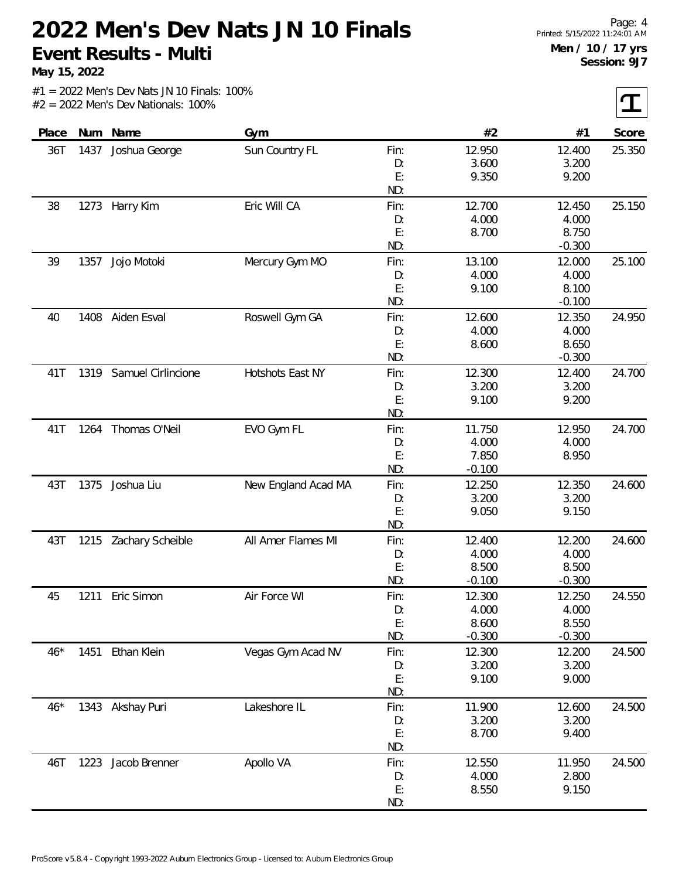# 2022 Men's Dev Nats JN 10 Finals

## Event Results - Multi

**May 15, 2022**

Page: 4
Printed: 5/15/2022 11:24:01 AM
**Men / 10 / 17 yrs**
**Session: 9J7**

#1 = 2022 Men's Dev Nats JN 10 Finals: 100%
#2 = 2022 Men's Dev Nationals: 100%

| Place | Num | Name | Gym | | #2 | #1 | Score |
|---|---|---|---|---|---|---|---|
| 36T | 1437 | Joshua George | Sun Country FL | Fin: | 12.950 | 12.400 | 25.350 |
| | | | | D: | 3.600 | 3.200 | |
| | | | | E: | 9.350 | 9.200 | |
| | | | | ND: | | | |
| 38 | 1273 | Harry Kim | Eric Will CA | Fin: | 12.700 | 12.450 | 25.150 |
| | | | | D: | 4.000 | 4.000 | |
| | | | | E: | 8.700 | 8.750 | |
| | | | | ND: | | -0.300 | |
| 39 | 1357 | Jojo Motoki | Mercury Gym MO | Fin: | 13.100 | 12.000 | 25.100 |
| | | | | D: | 4.000 | 4.000 | |
| | | | | E: | 9.100 | 8.100 | |
| | | | | ND: | | -0.100 | |
| 40 | 1408 | Aiden Esval | Roswell Gym GA | Fin: | 12.600 | 12.350 | 24.950 |
| | | | | D: | 4.000 | 4.000 | |
| | | | | E: | 8.600 | 8.650 | |
| | | | | ND: | | -0.300 | |
| 41T | 1319 | Samuel Cirlincione | Hotshots East NY | Fin: | 12.300 | 12.400 | 24.700 |
| | | | | D: | 3.200 | 3.200 | |
| | | | | E: | 9.100 | 9.200 | |
| | | | | ND: | | | |
| 41T | 1264 | Thomas O'Neil | EVO Gym FL | Fin: | 11.750 | 12.950 | 24.700 |
| | | | | D: | 4.000 | 4.000 | |
| | | | | E: | 7.850 | 8.950 | |
| | | | | ND: | -0.100 | | |
| 43T | 1375 | Joshua Liu | New England Acad MA | Fin: | 12.250 | 12.350 | 24.600 |
| | | | | D: | 3.200 | 3.200 | |
| | | | | E: | 9.050 | 9.150 | |
| | | | | ND: | | | |
| 43T | 1215 | Zachary Scheible | All Amer Flames MI | Fin: | 12.400 | 12.200 | 24.600 |
| | | | | D: | 4.000 | 4.000 | |
| | | | | E: | 8.500 | 8.500 | |
| | | | | ND: | -0.100 | -0.300 | |
| 45 | 1211 | Eric Simon | Air Force WI | Fin: | 12.300 | 12.250 | 24.550 |
| | | | | D: | 4.000 | 4.000 | |
| | | | | E: | 8.600 | 8.550 | |
| | | | | ND: | -0.300 | -0.300 | |
| 46* | 1451 | Ethan Klein | Vegas Gym Acad NV | Fin: | 12.300 | 12.200 | 24.500 |
| | | | | D: | 3.200 | 3.200 | |
| | | | | E: | 9.100 | 9.000 | |
| | | | | ND: | | | |
| 46* | 1343 | Akshay Puri | Lakeshore IL | Fin: | 11.900 | 12.600 | 24.500 |
| | | | | D: | 3.200 | 3.200 | |
| | | | | E: | 8.700 | 9.400 | |
| | | | | ND: | | | |
| 46T | 1223 | Jacob Brenner | Apollo VA | Fin: | 12.550 | 11.950 | 24.500 |
| | | | | D: | 4.000 | 2.800 | |
| | | | | E: | 8.550 | 9.150 | |
| | | | | ND: | | | |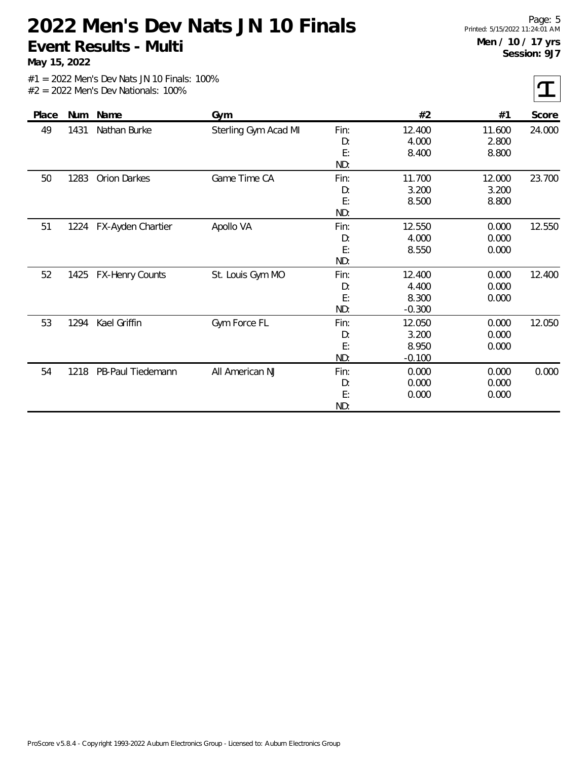# 2022 Men's Dev Nats JN 10 Finals

**Event Results - Multi**

**May 15, 2022**

**Men / 10 / 17 yrs**
**Session: 9J7**

#1 = 2022 Men's Dev Nats JN 10 Finals: 100%
#2 = 2022 Men's Dev Nationals: 100%

| Place | Num | Name | Gym | | #2 | #1 | Score |
|---|---|---|---|---|---|---|---|
| 49 | 1431 | Nathan Burke | Sterling Gym Acad MI | Fin: | 12.400 | 11.600 | 24.000 |
| | | | | D: | 4.000 | 2.800 | |
| | | | | E: | 8.400 | 8.800 | |
| | | | | ND: | | | |
| 50 | 1283 | Orion Darkes | Game Time CA | Fin: | 11.700 | 12.000 | 23.700 |
| | | | | D: | 3.200 | 3.200 | |
| | | | | E: | 8.500 | 8.800 | |
| | | | | ND: | | | |
| 51 | 1224 | FX-Ayden Chartier | Apollo VA | Fin: | 12.550 | 0.000 | 12.550 |
| | | | | D: | 4.000 | 0.000 | |
| | | | | E: | 8.550 | 0.000 | |
| | | | | ND: | | | |
| 52 | 1425 | FX-Henry Counts | St. Louis Gym MO | Fin: | 12.400 | 0.000 | 12.400 |
| | | | | D: | 4.400 | 0.000 | |
| | | | | E: | 8.300 | 0.000 | |
| | | | | ND: | -0.300 | | |
| 53 | 1294 | Kael Griffin | Gym Force FL | Fin: | 12.050 | 0.000 | 12.050 |
| | | | | D: | 3.200 | 0.000 | |
| | | | | E: | 8.950 | 0.000 | |
| | | | | ND: | -0.100 | | |
| 54 | 1218 | PB-Paul Tiedemann | All American NJ | Fin: | 0.000 | 0.000 | 0.000 |
| | | | | D: | 0.000 | 0.000 | |
| | | | | E: | 0.000 | 0.000 | |
| | | | | ND: | | | |

ProScore v5.8.4 - Copyright 1993-2022 Auburn Electronics Group - Licensed to: Auburn Electronics Group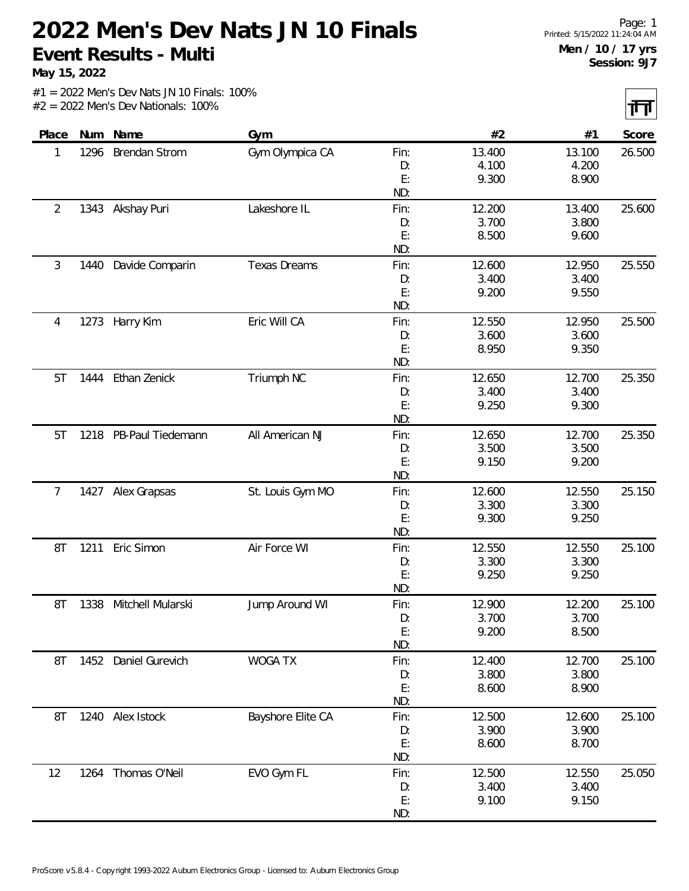# 2022 Men's Dev Nats JN 10 Finals

## Event Results - Multi

**May 15, 2022**

Printed: 5/15/2022 11:24:04 AM

**Men / 10 / 17 yrs**
**Session: 9J7**

#1 = 2022 Men's Dev Nats JN 10 Finals: 100%
#2 = 2022 Men's Dev Nationals: 100%

| Place | Num | Name | Gym | | #2 | #1 | Score |
|---|---|---|---|---|---|---|---|
| 1 | 1296 | Brendan Strom | Gym Olympica CA | Fin: | 13.400 | 13.100 | 26.500 |
| | | | | D: | 4.100 | 4.200 | |
| | | | | E: | 9.300 | 8.900 | |
| | | | | ND: | | | |
| 2 | 1343 | Akshay Puri | Lakeshore IL | Fin: | 12.200 | 13.400 | 25.600 |
| | | | | D: | 3.700 | 3.800 | |
| | | | | E: | 8.500 | 9.600 | |
| | | | | ND: | | | |
| 3 | 1440 | Davide Comparin | Texas Dreams | Fin: | 12.600 | 12.950 | 25.550 |
| | | | | D: | 3.400 | 3.400 | |
| | | | | E: | 9.200 | 9.550 | |
| | | | | ND: | | | |
| 4 | 1273 | Harry Kim | Eric Will CA | Fin: | 12.550 | 12.950 | 25.500 |
| | | | | D: | 3.600 | 3.600 | |
| | | | | E: | 8.950 | 9.350 | |
| | | | | ND: | | | |
| 5T | 1444 | Ethan Zenick | Triumph NC | Fin: | 12.650 | 12.700 | 25.350 |
| | | | | D: | 3.400 | 3.400 | |
| | | | | E: | 9.250 | 9.300 | |
| | | | | ND: | | | |
| 5T | 1218 | PB-Paul Tiedemann | All American NJ | Fin: | 12.650 | 12.700 | 25.350 |
| | | | | D: | 3.500 | 3.500 | |
| | | | | E: | 9.150 | 9.200 | |
| | | | | ND: | | | |
| 7 | 1427 | Alex Grapsas | St. Louis Gym MO | Fin: | 12.600 | 12.550 | 25.150 |
| | | | | D: | 3.300 | 3.300 | |
| | | | | E: | 9.300 | 9.250 | |
| | | | | ND: | | | |
| 8T | 1211 | Eric Simon | Air Force WI | Fin: | 12.550 | 12.550 | 25.100 |
| | | | | D: | 3.300 | 3.300 | |
| | | | | E: | 9.250 | 9.250 | |
| | | | | ND: | | | |
| 8T | 1338 | Mitchell Mularski | Jump Around WI | Fin: | 12.900 | 12.200 | 25.100 |
| | | | | D: | 3.700 | 3.700 | |
| | | | | E: | 9.200 | 8.500 | |
| | | | | ND: | | | |
| 8T | 1452 | Daniel Gurevich | WOGA TX | Fin: | 12.400 | 12.700 | 25.100 |
| | | | | D: | 3.800 | 3.800 | |
| | | | | E: | 8.600 | 8.900 | |
| | | | | ND: | | | |
| 8T | 1240 | Alex Istock | Bayshore Elite CA | Fin: | 12.500 | 12.600 | 25.100 |
| | | | | D: | 3.900 | 3.900 | |
| | | | | E: | 8.600 | 8.700 | |
| | | | | ND: | | | |
| 12 | 1264 | Thomas O'Neil | EVO Gym FL | Fin: | 12.500 | 12.550 | 25.050 |
| | | | | D: | 3.400 | 3.400 | |
| | | | | E: | 9.100 | 9.150 | |
| | | | | ND: | | | |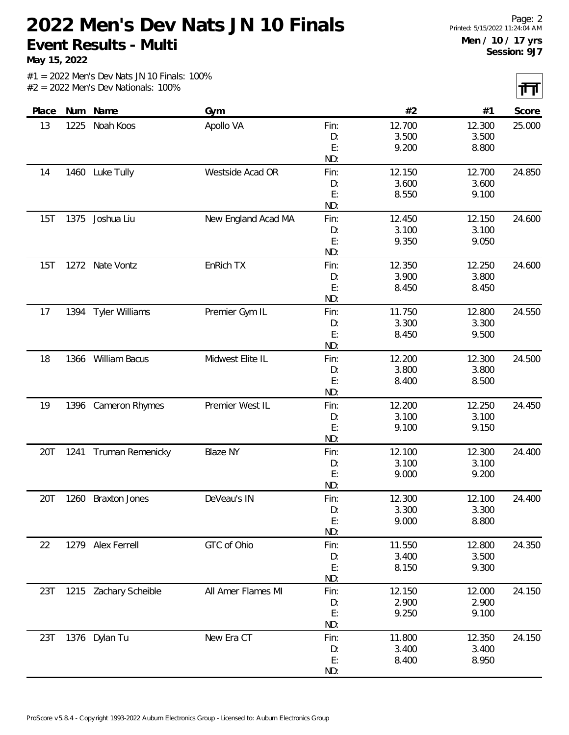# 2022 Men's Dev Nats JN 10 Finals

**Event Results - Multi**

**May 15, 2022**

Printed: 5/15/2022 11:24:04 AM

**Men / 10 / 17 yrs**
**Session: 9J7**

#1 = 2022 Men's Dev Nats JN 10 Finals: 100%
#2 = 2022 Men's Dev Nationals: 100%

| Place | Num | Name | Gym | | #2 | #1 | Score |
|---|---|---|---|---|---|---|---|
| 13 | 1225 | Noah Koos | Apollo VA | Fin: | 12.700 | 12.300 | 25.000 |
| | | | | D: | 3.500 | 3.500 | |
| | | | | E: | 9.200 | 8.800 | |
| | | | | ND: | | | |
| 14 | 1460 | Luke Tully | Westside Acad OR | Fin: | 12.150 | 12.700 | 24.850 |
| | | | | D: | 3.600 | 3.600 | |
| | | | | E: | 8.550 | 9.100 | |
| | | | | ND: | | | |
| 15T | 1375 | Joshua Liu | New England Acad MA | Fin: | 12.450 | 12.150 | 24.600 |
| | | | | D: | 3.100 | 3.100 | |
| | | | | E: | 9.350 | 9.050 | |
| | | | | ND: | | | |
| 15T | 1272 | Nate Vontz | EnRich TX | Fin: | 12.350 | 12.250 | 24.600 |
| | | | | D: | 3.900 | 3.800 | |
| | | | | E: | 8.450 | 8.450 | |
| | | | | ND: | | | |
| 17 | 1394 | Tyler Williams | Premier Gym IL | Fin: | 11.750 | 12.800 | 24.550 |
| | | | | D: | 3.300 | 3.300 | |
| | | | | E: | 8.450 | 9.500 | |
| | | | | ND: | | | |
| 18 | 1366 | William Bacus | Midwest Elite IL | Fin: | 12.200 | 12.300 | 24.500 |
| | | | | D: | 3.800 | 3.800 | |
| | | | | E: | 8.400 | 8.500 | |
| | | | | ND: | | | |
| 19 | 1396 | Cameron Rhymes | Premier West IL | Fin: | 12.200 | 12.250 | 24.450 |
| | | | | D: | 3.100 | 3.100 | |
| | | | | E: | 9.100 | 9.150 | |
| | | | | ND: | | | |
| 20T | 1241 | Truman Remenicky | Blaze NY | Fin: | 12.100 | 12.300 | 24.400 |
| | | | | D: | 3.100 | 3.100 | |
| | | | | E: | 9.000 | 9.200 | |
| | | | | ND: | | | |
| 20T | 1260 | Braxton Jones | DeVeau's IN | Fin: | 12.300 | 12.100 | 24.400 |
| | | | | D: | 3.300 | 3.300 | |
| | | | | E: | 9.000 | 8.800 | |
| | | | | ND: | | | |
| 22 | 1279 | Alex Ferrell | GTC of Ohio | Fin: | 11.550 | 12.800 | 24.350 |
| | | | | D: | 3.400 | 3.500 | |
| | | | | E: | 8.150 | 9.300 | |
| | | | | ND: | | | |
| 23T | 1215 | Zachary Scheible | All Amer Flames MI | Fin: | 12.150 | 12.000 | 24.150 |
| | | | | D: | 2.900 | 2.900 | |
| | | | | E: | 9.250 | 9.100 | |
| | | | | ND: | | | |
| 23T | 1376 | Dylan Tu | New Era CT | Fin: | 11.800 | 12.350 | 24.150 |
| | | | | D: | 3.400 | 3.400 | |
| | | | | E: | 8.400 | 8.950 | |
| | | | | ND: | | | |

ProScore v5.8.4 - Copyright 1993-2022 Auburn Electronics Group - Licensed to: Auburn Electronics Group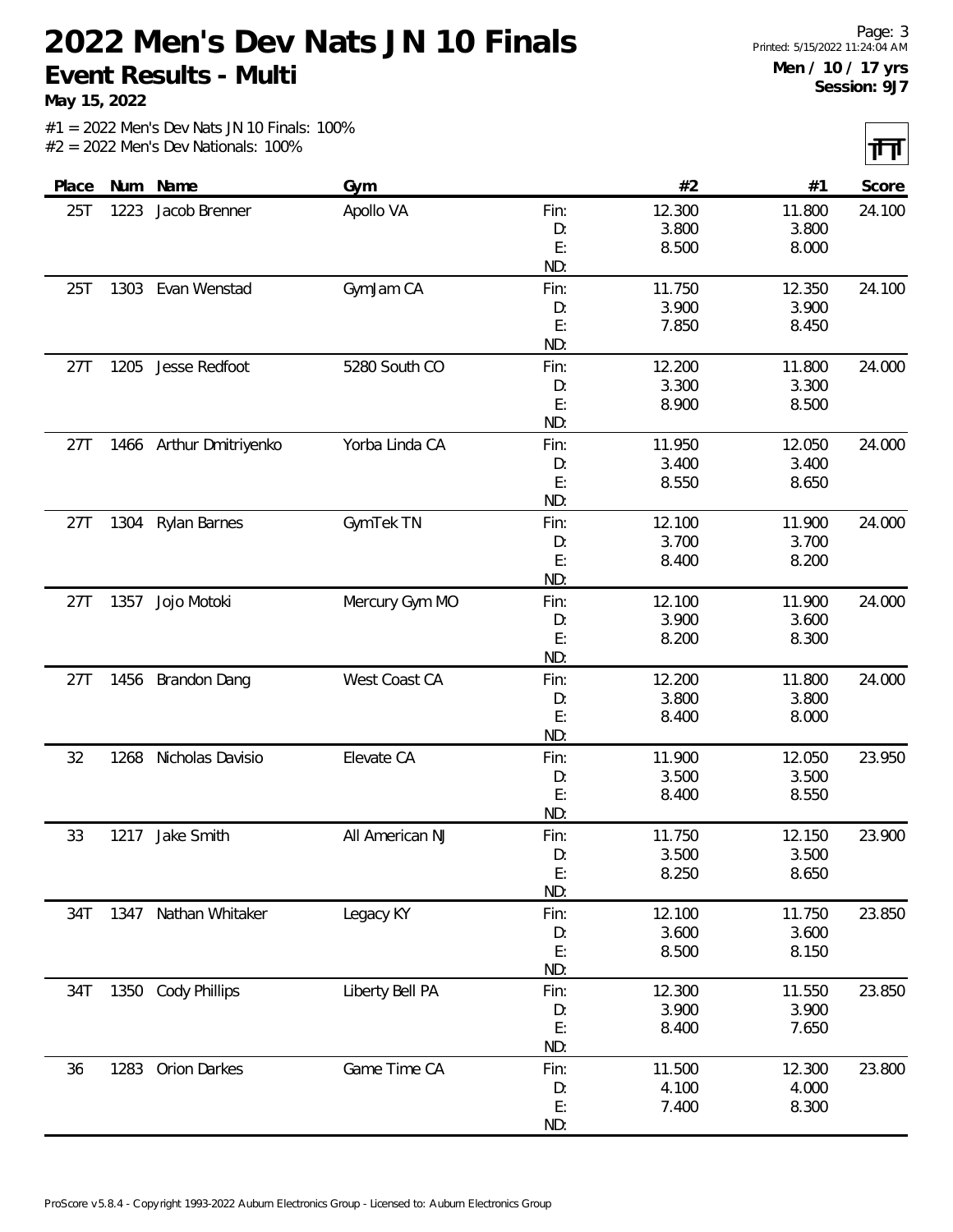# 2022 Men's Dev Nats JN 10 Finals

**Event Results - Multi**

**May 15, 2022**

Printed: 5/15/2022 11:24:04 AM

**Men / 10 / 17 yrs**
**Session: 9J7**

#1 = 2022 Men's Dev Nats JN 10 Finals: 100%
#2 = 2022 Men's Dev Nationals: 100%

| Place | Num | Name | Gym | | #2 | #1 | Score |
|---|---|---|---|---|---|---|---|
| 25T | 1223 | Jacob Brenner | Apollo VA | Fin: | 12.300 | 11.800 | 24.100 |
| | | | | D: | 3.800 | 3.800 | |
| | | | | E: | 8.500 | 8.000 | |
| | | | | ND: | | | |
| 25T | 1303 | Evan Wenstad | GymJam CA | Fin: | 11.750 | 12.350 | 24.100 |
| | | | | D: | 3.900 | 3.900 | |
| | | | | E: | 7.850 | 8.450 | |
| | | | | ND: | | | |
| 27T | 1205 | Jesse Redfoot | 5280 South CO | Fin: | 12.200 | 11.800 | 24.000 |
| | | | | D: | 3.300 | 3.300 | |
| | | | | E: | 8.900 | 8.500 | |
| | | | | ND: | | | |
| 27T | 1466 | Arthur Dmitriyenko | Yorba Linda CA | Fin: | 11.950 | 12.050 | 24.000 |
| | | | | D: | 3.400 | 3.400 | |
| | | | | E: | 8.550 | 8.650 | |
| | | | | ND: | | | |
| 27T | 1304 | Rylan Barnes | GymTek TN | Fin: | 12.100 | 11.900 | 24.000 |
| | | | | D: | 3.700 | 3.700 | |
| | | | | E: | 8.400 | 8.200 | |
| | | | | ND: | | | |
| 27T | 1357 | Jojo Motoki | Mercury Gym MO | Fin: | 12.100 | 11.900 | 24.000 |
| | | | | D: | 3.900 | 3.600 | |
| | | | | E: | 8.200 | 8.300 | |
| | | | | ND: | | | |
| 27T | 1456 | Brandon Dang | West Coast CA | Fin: | 12.200 | 11.800 | 24.000 |
| | | | | D: | 3.800 | 3.800 | |
| | | | | E: | 8.400 | 8.000 | |
| | | | | ND: | | | |
| 32 | 1268 | Nicholas Davisio | Elevate CA | Fin: | 11.900 | 12.050 | 23.950 |
| | | | | D: | 3.500 | 3.500 | |
| | | | | E: | 8.400 | 8.550 | |
| | | | | ND: | | | |
| 33 | 1217 | Jake Smith | All American NJ | Fin: | 11.750 | 12.150 | 23.900 |
| | | | | D: | 3.500 | 3.500 | |
| | | | | E: | 8.250 | 8.650 | |
| | | | | ND: | | | |
| 34T | 1347 | Nathan Whitaker | Legacy KY | Fin: | 12.100 | 11.750 | 23.850 |
| | | | | D: | 3.600 | 3.600 | |
| | | | | E: | 8.500 | 8.150 | |
| | | | | ND: | | | |
| 34T | 1350 | Cody Phillips | Liberty Bell PA | Fin: | 12.300 | 11.550 | 23.850 |
| | | | | D: | 3.900 | 3.900 | |
| | | | | E: | 8.400 | 7.650 | |
| | | | | ND: | | | |
| 36 | 1283 | Orion Darkes | Game Time CA | Fin: | 11.500 | 12.300 | 23.800 |
| | | | | D: | 4.100 | 4.000 | |
| | | | | E: | 7.400 | 8.300 | |
| | | | | ND: | | | |

ProScore v5.8.4 - Copyright 1993-2022 Auburn Electronics Group - Licensed to: Auburn Electronics Group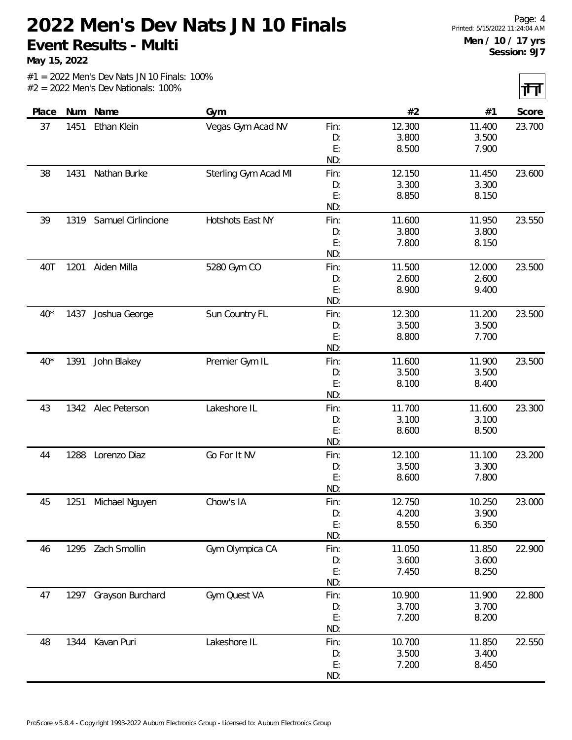# 2022 Men's Dev Nats JN 10 Finals

## Event Results - Multi

**May 15, 2022**

**Men / 10 / 17 yrs**
**Session: 9J7**

#1 = 2022 Men's Dev Nats JN 10 Finals: 100%
#2 = 2022 Men's Dev Nationals: 100%

| Place | Num | Name | Gym | | #2 | #1 | Score |
|---|---|---|---|---|---|---|---|
| 37 | 1451 | Ethan Klein | Vegas Gym Acad NV | Fin: | 12.300 | 11.400 | 23.700 |
| | | | | D: | 3.800 | 3.500 | |
| | | | | E: | 8.500 | 7.900 | |
| | | | | ND: | | | |
| 38 | 1431 | Nathan Burke | Sterling Gym Acad MI | Fin: | 12.150 | 11.450 | 23.600 |
| | | | | D: | 3.300 | 3.300 | |
| | | | | E: | 8.850 | 8.150 | |
| | | | | ND: | | | |
| 39 | 1319 | Samuel Cirlincione | Hotshots East NY | Fin: | 11.600 | 11.950 | 23.550 |
| | | | | D: | 3.800 | 3.800 | |
| | | | | E: | 7.800 | 8.150 | |
| | | | | ND: | | | |
| 40T | 1201 | Aiden Milla | 5280 Gym CO | Fin: | 11.500 | 12.000 | 23.500 |
| | | | | D: | 2.600 | 2.600 | |
| | | | | E: | 8.900 | 9.400 | |
| | | | | ND: | | | |
| 40* | 1437 | Joshua George | Sun Country FL | Fin: | 12.300 | 11.200 | 23.500 |
| | | | | D: | 3.500 | 3.500 | |
| | | | | E: | 8.800 | 7.700 | |
| | | | | ND: | | | |
| 40* | 1391 | John Blakey | Premier Gym IL | Fin: | 11.600 | 11.900 | 23.500 |
| | | | | D: | 3.500 | 3.500 | |
| | | | | E: | 8.100 | 8.400 | |
| | | | | ND: | | | |
| 43 | 1342 | Alec Peterson | Lakeshore IL | Fin: | 11.700 | 11.600 | 23.300 |
| | | | | D: | 3.100 | 3.100 | |
| | | | | E: | 8.600 | 8.500 | |
| | | | | ND: | | | |
| 44 | 1288 | Lorenzo Diaz | Go For It NV | Fin: | 12.100 | 11.100 | 23.200 |
| | | | | D: | 3.500 | 3.300 | |
| | | | | E: | 8.600 | 7.800 | |
| | | | | ND: | | | |
| 45 | 1251 | Michael Nguyen | Chow's IA | Fin: | 12.750 | 10.250 | 23.000 |
| | | | | D: | 4.200 | 3.900 | |
| | | | | E: | 8.550 | 6.350 | |
| | | | | ND: | | | |
| 46 | 1295 | Zach Smollin | Gym Olympica CA | Fin: | 11.050 | 11.850 | 22.900 |
| | | | | D: | 3.600 | 3.600 | |
| | | | | E: | 7.450 | 8.250 | |
| | | | | ND: | | | |
| 47 | 1297 | Grayson Burchard | Gym Quest VA | Fin: | 10.900 | 11.900 | 22.800 |
| | | | | D: | 3.700 | 3.700 | |
| | | | | E: | 7.200 | 8.200 | |
| | | | | ND: | | | |
| 48 | 1344 | Kavan Puri | Lakeshore IL | Fin: | 10.700 | 11.850 | 22.550 |
| | | | | D: | 3.500 | 3.400 | |
| | | | | E: | 7.200 | 8.450 | |
| | | | | ND: | | | |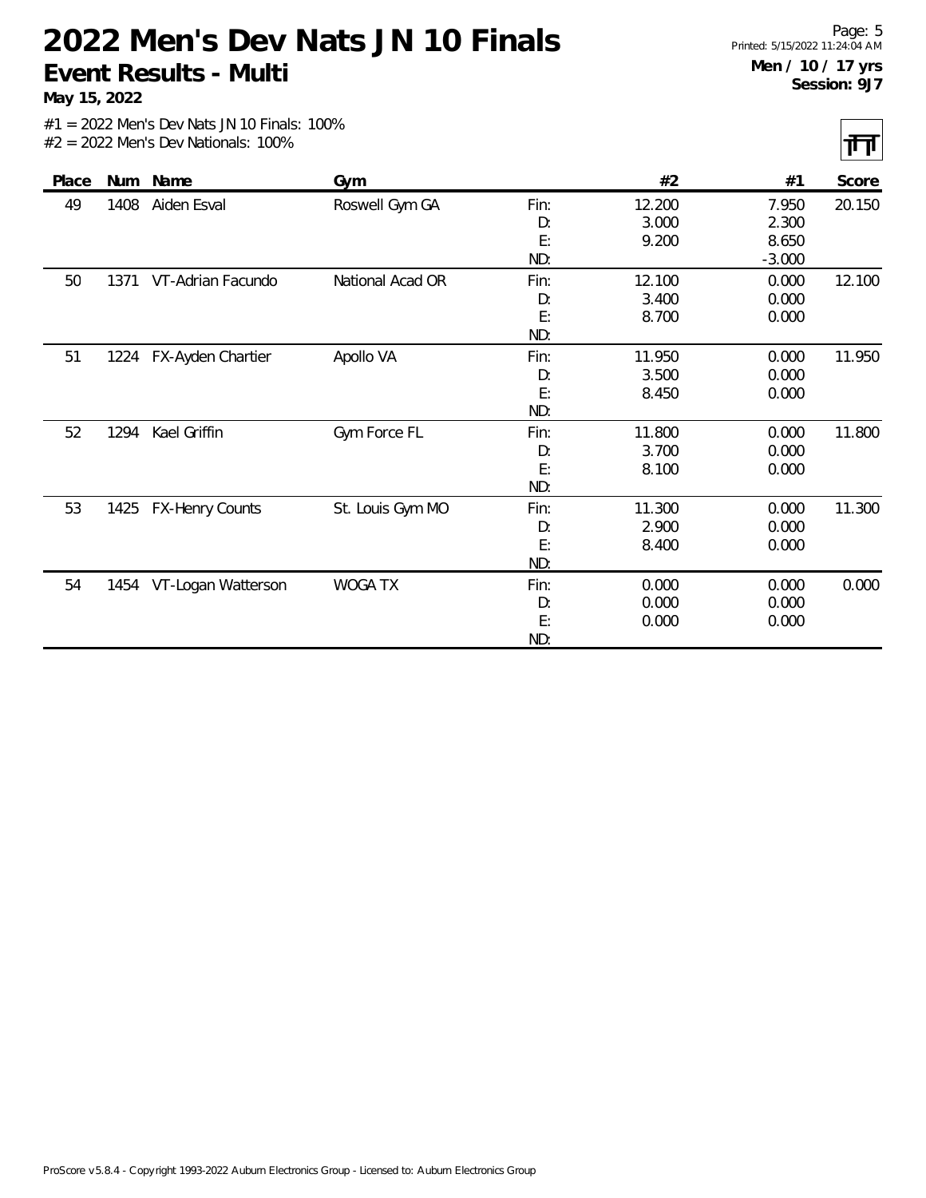# 2022 Men's Dev Nats JN 10 Finals

**Event Results - Multi**

**May 15, 2022**

**Men / 10 / 17 yrs**
**Session: 9J7**

#1 = 2022 Men's Dev Nats JN 10 Finals: 100%
#2 = 2022 Men's Dev Nationals: 100%

| Place | Num | Name | Gym | | #2 | #1 | Score |
|---|---|---|---|---|---|---|---|
| 49 | 1408 | Aiden Esval | Roswell Gym GA | Fin: | 12.200 | 7.950 | 20.150 |
| | | | | D: | 3.000 | 2.300 | |
| | | | | E: | 9.200 | 8.650 | |
| | | | | ND: | | -3.000 | |
| 50 | 1371 | VT-Adrian Facundo | National Acad OR | Fin: | 12.100 | 0.000 | 12.100 |
| | | | | D: | 3.400 | 0.000 | |
| | | | | E: | 8.700 | 0.000 | |
| | | | | ND: | | | |
| 51 | 1224 | FX-Ayden Chartier | Apollo VA | Fin: | 11.950 | 0.000 | 11.950 |
| | | | | D: | 3.500 | 0.000 | |
| | | | | E: | 8.450 | 0.000 | |
| | | | | ND: | | | |
| 52 | 1294 | Kael Griffin | Gym Force FL | Fin: | 11.800 | 0.000 | 11.800 |
| | | | | D: | 3.700 | 0.000 | |
| | | | | E: | 8.100 | 0.000 | |
| | | | | ND: | | | |
| 53 | 1425 | FX-Henry Counts | St. Louis Gym MO | Fin: | 11.300 | 0.000 | 11.300 |
| | | | | D: | 2.900 | 0.000 | |
| | | | | E: | 8.400 | 0.000 | |
| | | | | ND: | | | |
| 54 | 1454 | VT-Logan Watterson | WOGA TX | Fin: | 0.000 | 0.000 | 0.000 |
| | | | | D: | 0.000 | 0.000 | |
| | | | | E: | 0.000 | 0.000 | |
| | | | | ND: | | | |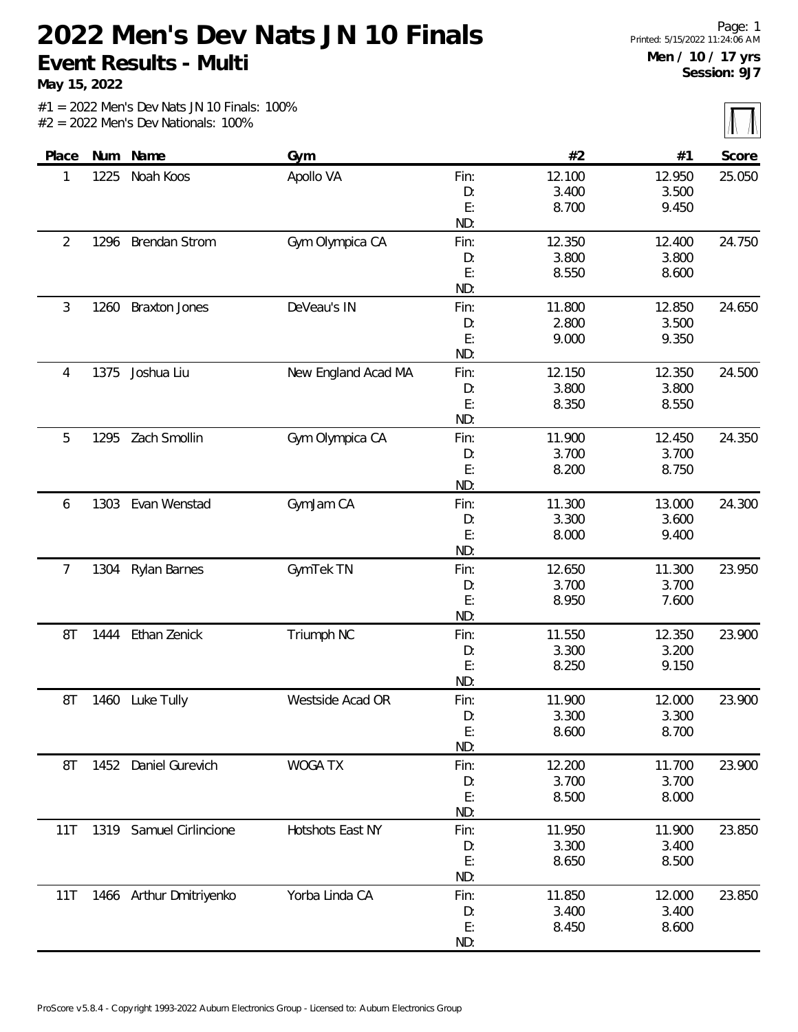# 2022 Men's Dev Nats JN 10 Finals

## Event Results - Multi

**May 15, 2022**

**Men / 10 / 17 yrs**
**Session: 9J7**

#1 = 2022 Men's Dev Nats JN 10 Finals: 100%
#2 = 2022 Men's Dev Nationals: 100%

| Place | Num | Name | Gym | | #2 | #1 | Score |
|---|---|---|---|---|---|---|---|
| 1 | 1225 | Noah Koos | Apollo VA | Fin: | 12.100 | 12.950 | 25.050 |
| | | | | D: | 3.400 | 3.500 | |
| | | | | E: | 8.700 | 9.450 | |
| | | | | ND: | | | |
| 2 | 1296 | Brendan Strom | Gym Olympica CA | Fin: | 12.350 | 12.400 | 24.750 |
| | | | | D: | 3.800 | 3.800 | |
| | | | | E: | 8.550 | 8.600 | |
| | | | | ND: | | | |
| 3 | 1260 | Braxton Jones | DeVeau's IN | Fin: | 11.800 | 12.850 | 24.650 |
| | | | | D: | 2.800 | 3.500 | |
| | | | | E: | 9.000 | 9.350 | |
| | | | | ND: | | | |
| 4 | 1375 | Joshua Liu | New England Acad MA | Fin: | 12.150 | 12.350 | 24.500 |
| | | | | D: | 3.800 | 3.800 | |
| | | | | E: | 8.350 | 8.550 | |
| | | | | ND: | | | |
| 5 | 1295 | Zach Smollin | Gym Olympica CA | Fin: | 11.900 | 12.450 | 24.350 |
| | | | | D: | 3.700 | 3.700 | |
| | | | | E: | 8.200 | 8.750 | |
| | | | | ND: | | | |
| 6 | 1303 | Evan Wenstad | GymJam CA | Fin: | 11.300 | 13.000 | 24.300 |
| | | | | D: | 3.300 | 3.600 | |
| | | | | E: | 8.000 | 9.400 | |
| | | | | ND: | | | |
| 7 | 1304 | Rylan Barnes | GymTek TN | Fin: | 12.650 | 11.300 | 23.950 |
| | | | | D: | 3.700 | 3.700 | |
| | | | | E: | 8.950 | 7.600 | |
| | | | | ND: | | | |
| 8T | 1444 | Ethan Zenick | Triumph NC | Fin: | 11.550 | 12.350 | 23.900 |
| | | | | D: | 3.300 | 3.200 | |
| | | | | E: | 8.250 | 9.150 | |
| | | | | ND: | | | |
| 8T | 1460 | Luke Tully | Westside Acad OR | Fin: | 11.900 | 12.000 | 23.900 |
| | | | | D: | 3.300 | 3.300 | |
| | | | | E: | 8.600 | 8.700 | |
| | | | | ND: | | | |
| 8T | 1452 | Daniel Gurevich | WOGA TX | Fin: | 12.200 | 11.700 | 23.900 |
| | | | | D: | 3.700 | 3.700 | |
| | | | | E: | 8.500 | 8.000 | |
| | | | | ND: | | | |
| 11T | 1319 | Samuel Cirlincione | Hotshots East NY | Fin: | 11.950 | 11.900 | 23.850 |
| | | | | D: | 3.300 | 3.400 | |
| | | | | E: | 8.650 | 8.500 | |
| | | | | ND: | | | |
| 11T | 1466 | Arthur Dmitriyenko | Yorba Linda CA | Fin: | 11.850 | 12.000 | 23.850 |
| | | | | D: | 3.400 | 3.400 | |
| | | | | E: | 8.450 | 8.600 | |
| | | | | ND: | | | |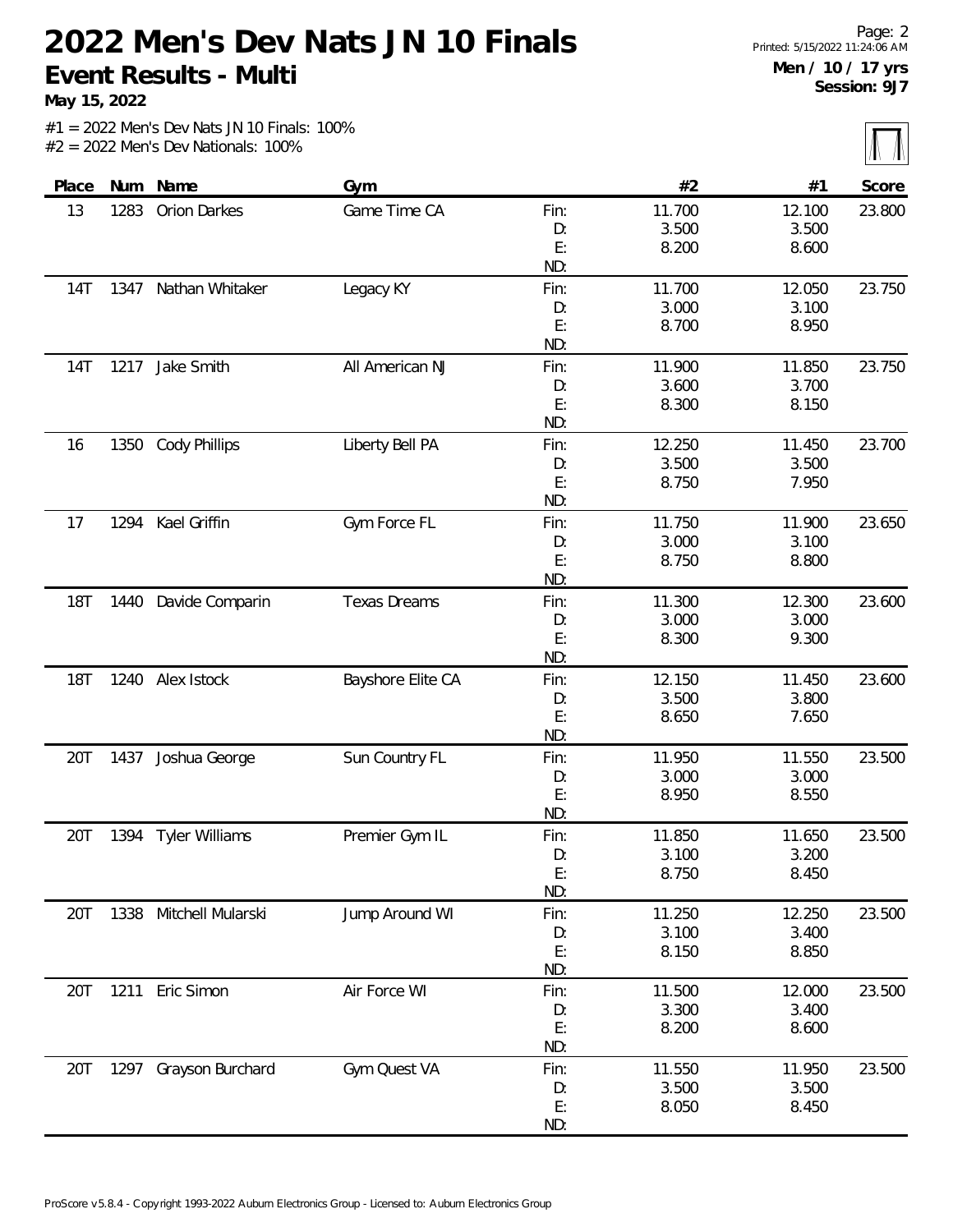# 2022 Men's Dev Nats JN 10 Finals

**Event Results - Multi**

**May 15, 2022**

**Men / 10 / 17 yrs**
**Session: 9J7**

#1 = 2022 Men's Dev Nats JN 10 Finals: 100%
#2 = 2022 Men's Dev Nationals: 100%

| Place | Num | Name | Gym | | #2 | #1 | Score |
|---|---|---|---|---|---|---|---|
| 13 | 1283 | Orion Darkes | Game Time CA | Fin: | 11.700 | 12.100 | 23.800 |
| | | | | D: | 3.500 | 3.500 | |
| | | | | E: | 8.200 | 8.600 | |
| | | | | ND: | | | |
| 14T | 1347 | Nathan Whitaker | Legacy KY | Fin: | 11.700 | 12.050 | 23.750 |
| | | | | D: | 3.000 | 3.100 | |
| | | | | E: | 8.700 | 8.950 | |
| | | | | ND: | | | |
| 14T | 1217 | Jake Smith | All American NJ | Fin: | 11.900 | 11.850 | 23.750 |
| | | | | D: | 3.600 | 3.700 | |
| | | | | E: | 8.300 | 8.150 | |
| | | | | ND: | | | |
| 16 | 1350 | Cody Phillips | Liberty Bell PA | Fin: | 12.250 | 11.450 | 23.700 |
| | | | | D: | 3.500 | 3.500 | |
| | | | | E: | 8.750 | 7.950 | |
| | | | | ND: | | | |
| 17 | 1294 | Kael Griffin | Gym Force FL | Fin: | 11.750 | 11.900 | 23.650 |
| | | | | D: | 3.000 | 3.100 | |
| | | | | E: | 8.750 | 8.800 | |
| | | | | ND: | | | |
| 18T | 1440 | Davide Comparin | Texas Dreams | Fin: | 11.300 | 12.300 | 23.600 |
| | | | | D: | 3.000 | 3.000 | |
| | | | | E: | 8.300 | 9.300 | |
| | | | | ND: | | | |
| 18T | 1240 | Alex Istock | Bayshore Elite CA | Fin: | 12.150 | 11.450 | 23.600 |
| | | | | D: | 3.500 | 3.800 | |
| | | | | E: | 8.650 | 7.650 | |
| | | | | ND: | | | |
| 20T | 1437 | Joshua George | Sun Country FL | Fin: | 11.950 | 11.550 | 23.500 |
| | | | | D: | 3.000 | 3.000 | |
| | | | | E: | 8.950 | 8.550 | |
| | | | | ND: | | | |
| 20T | 1394 | Tyler Williams | Premier Gym IL | Fin: | 11.850 | 11.650 | 23.500 |
| | | | | D: | 3.100 | 3.200 | |
| | | | | E: | 8.750 | 8.450 | |
| | | | | ND: | | | |
| 20T | 1338 | Mitchell Mularski | Jump Around WI | Fin: | 11.250 | 12.250 | 23.500 |
| | | | | D: | 3.100 | 3.400 | |
| | | | | E: | 8.150 | 8.850 | |
| | | | | ND: | | | |
| 20T | 1211 | Eric Simon | Air Force WI | Fin: | 11.500 | 12.000 | 23.500 |
| | | | | D: | 3.300 | 3.400 | |
| | | | | E: | 8.200 | 8.600 | |
| | | | | ND: | | | |
| 20T | 1297 | Grayson Burchard | Gym Quest VA | Fin: | 11.550 | 11.950 | 23.500 |
| | | | | D: | 3.500 | 3.500 | |
| | | | | E: | 8.050 | 8.450 | |
| | | | | ND: | | | |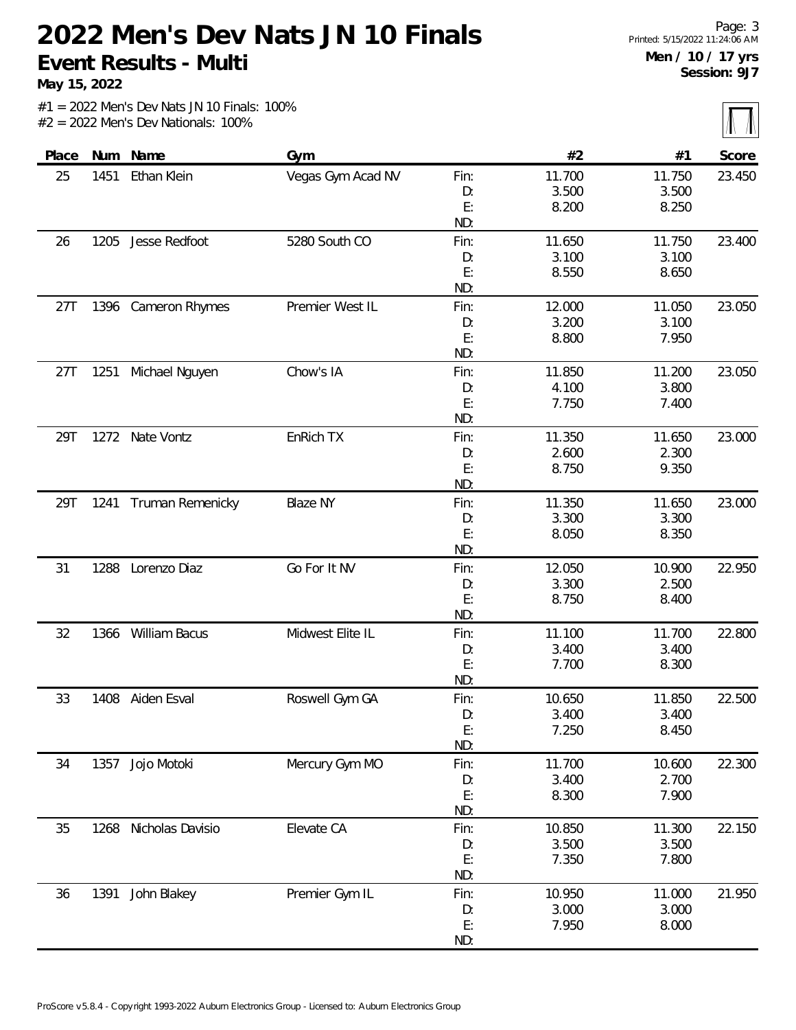# 2022 Men's Dev Nats JN 10 Finals

## Event Results - Multi

**May 15, 2022**

**Men / 10 / 17 yrs**
**Session: 9J7**

#1 = 2022 Men's Dev Nats JN 10 Finals: 100%
#2 = 2022 Men's Dev Nationals: 100%

| Place | Num | Name | Gym | | #2 | #1 | Score |
|---|---|---|---|---|---|---|---|
| 25 | 1451 | Ethan Klein | Vegas Gym Acad NV | Fin: | 11.700 | 11.750 | 23.450 |
| | | | | D: | 3.500 | 3.500 | |
| | | | | E: | 8.200 | 8.250 | |
| | | | | ND: | | | |
| 26 | 1205 | Jesse Redfoot | 5280 South CO | Fin: | 11.650 | 11.750 | 23.400 |
| | | | | D: | 3.100 | 3.100 | |
| | | | | E: | 8.550 | 8.650 | |
| | | | | ND: | | | |
| 27T | 1396 | Cameron Rhymes | Premier West IL | Fin: | 12.000 | 11.050 | 23.050 |
| | | | | D: | 3.200 | 3.100 | |
| | | | | E: | 8.800 | 7.950 | |
| | | | | ND: | | | |
| 27T | 1251 | Michael Nguyen | Chow's IA | Fin: | 11.850 | 11.200 | 23.050 |
| | | | | D: | 4.100 | 3.800 | |
| | | | | E: | 7.750 | 7.400 | |
| | | | | ND: | | | |
| 29T | 1272 | Nate Vontz | EnRich TX | Fin: | 11.350 | 11.650 | 23.000 |
| | | | | D: | 2.600 | 2.300 | |
| | | | | E: | 8.750 | 9.350 | |
| | | | | ND: | | | |
| 29T | 1241 | Truman Remenicky | Blaze NY | Fin: | 11.350 | 11.650 | 23.000 |
| | | | | D: | 3.300 | 3.300 | |
| | | | | E: | 8.050 | 8.350 | |
| | | | | ND: | | | |
| 31 | 1288 | Lorenzo Diaz | Go For It NV | Fin: | 12.050 | 10.900 | 22.950 |
| | | | | D: | 3.300 | 2.500 | |
| | | | | E: | 8.750 | 8.400 | |
| | | | | ND: | | | |
| 32 | 1366 | William Bacus | Midwest Elite IL | Fin: | 11.100 | 11.700 | 22.800 |
| | | | | D: | 3.400 | 3.400 | |
| | | | | E: | 7.700 | 8.300 | |
| | | | | ND: | | | |
| 33 | 1408 | Aiden Esval | Roswell Gym GA | Fin: | 10.650 | 11.850 | 22.500 |
| | | | | D: | 3.400 | 3.400 | |
| | | | | E: | 7.250 | 8.450 | |
| | | | | ND: | | | |
| 34 | 1357 | Jojo Motoki | Mercury Gym MO | Fin: | 11.700 | 10.600 | 22.300 |
| | | | | D: | 3.400 | 2.700 | |
| | | | | E: | 8.300 | 7.900 | |
| | | | | ND: | | | |
| 35 | 1268 | Nicholas Davisio | Elevate CA | Fin: | 10.850 | 11.300 | 22.150 |
| | | | | D: | 3.500 | 3.500 | |
| | | | | E: | 7.350 | 7.800 | |
| | | | | ND: | | | |
| 36 | 1391 | John Blakey | Premier Gym IL | Fin: | 10.950 | 11.000 | 21.950 |
| | | | | D: | 3.000 | 3.000 | |
| | | | | E: | 7.950 | 8.000 | |
| | | | | ND: | | | |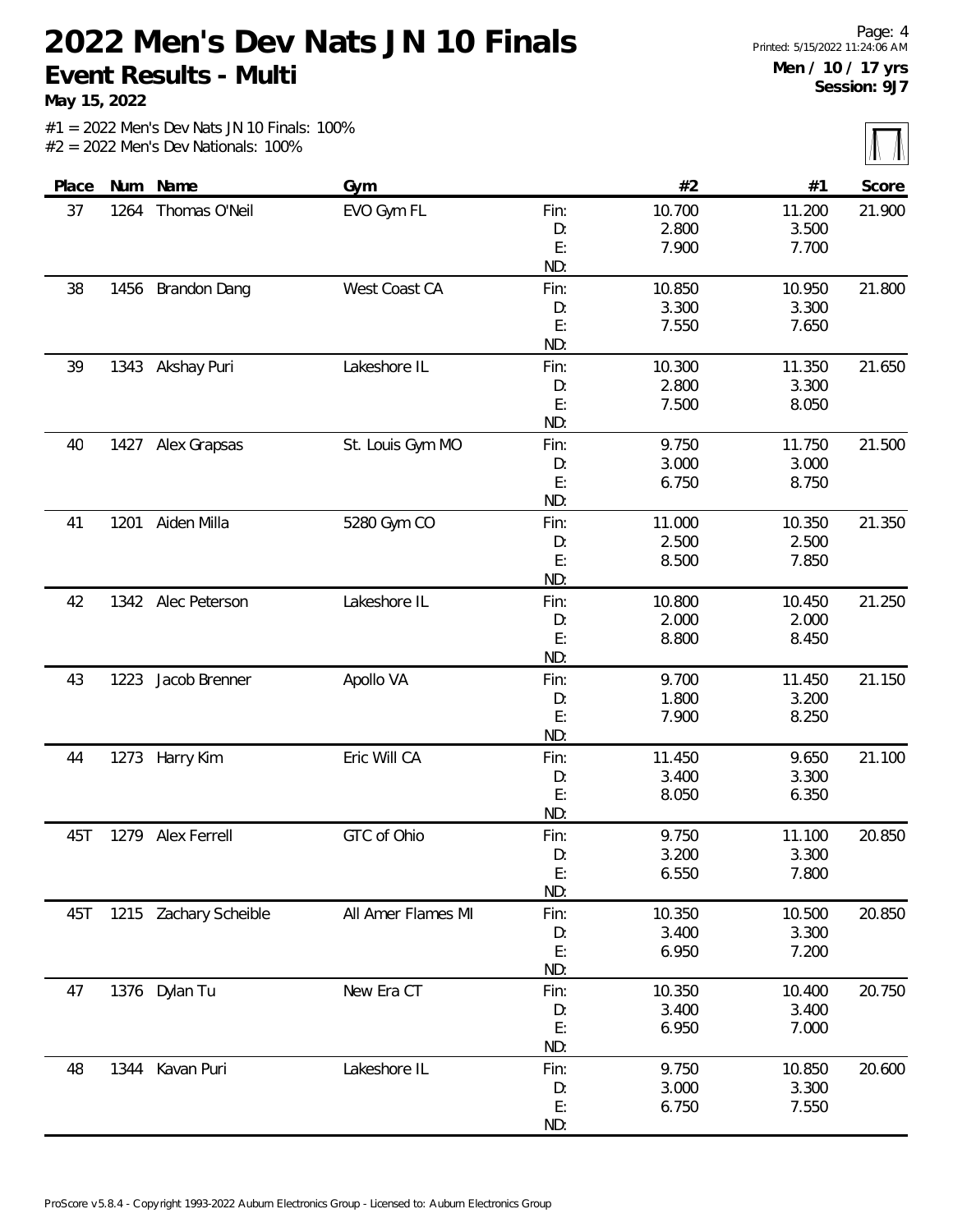# 2022 Men's Dev Nats JN 10 Finals

## Event Results - Multi

**May 15, 2022**

**Men / 10 / 17 yrs**
**Session: 9J7**

#1 = 2022 Men's Dev Nats JN 10 Finals: 100%
#2 = 2022 Men's Dev Nationals: 100%

| Place | Num | Name | Gym | | #2 | #1 | Score |
|---|---|---|---|---|---|---|---|
| 37 | 1264 | Thomas O'Neil | EVO Gym FL | Fin: | 10.700 | 11.200 | 21.900 |
| | | | | D: | 2.800 | 3.500 | |
| | | | | E: | 7.900 | 7.700 | |
| | | | | ND: | | | |
| 38 | 1456 | Brandon Dang | West Coast CA | Fin: | 10.850 | 10.950 | 21.800 |
| | | | | D: | 3.300 | 3.300 | |
| | | | | E: | 7.550 | 7.650 | |
| | | | | ND: | | | |
| 39 | 1343 | Akshay Puri | Lakeshore IL | Fin: | 10.300 | 11.350 | 21.650 |
| | | | | D: | 2.800 | 3.300 | |
| | | | | E: | 7.500 | 8.050 | |
| | | | | ND: | | | |
| 40 | 1427 | Alex Grapsas | St. Louis Gym MO | Fin: | 9.750 | 11.750 | 21.500 |
| | | | | D: | 3.000 | 3.000 | |
| | | | | E: | 6.750 | 8.750 | |
| | | | | ND: | | | |
| 41 | 1201 | Aiden Milla | 5280 Gym CO | Fin: | 11.000 | 10.350 | 21.350 |
| | | | | D: | 2.500 | 2.500 | |
| | | | | E: | 8.500 | 7.850 | |
| | | | | ND: | | | |
| 42 | 1342 | Alec Peterson | Lakeshore IL | Fin: | 10.800 | 10.450 | 21.250 |
| | | | | D: | 2.000 | 2.000 | |
| | | | | E: | 8.800 | 8.450 | |
| | | | | ND: | | | |
| 43 | 1223 | Jacob Brenner | Apollo VA | Fin: | 9.700 | 11.450 | 21.150 |
| | | | | D: | 1.800 | 3.200 | |
| | | | | E: | 7.900 | 8.250 | |
| | | | | ND: | | | |
| 44 | 1273 | Harry Kim | Eric Will CA | Fin: | 11.450 | 9.650 | 21.100 |
| | | | | D: | 3.400 | 3.300 | |
| | | | | E: | 8.050 | 6.350 | |
| | | | | ND: | | | |
| 45T | 1279 | Alex Ferrell | GTC of Ohio | Fin: | 9.750 | 11.100 | 20.850 |
| | | | | D: | 3.200 | 3.300 | |
| | | | | E: | 6.550 | 7.800 | |
| | | | | ND: | | | |
| 45T | 1215 | Zachary Scheible | All Amer Flames MI | Fin: | 10.350 | 10.500 | 20.850 |
| | | | | D: | 3.400 | 3.300 | |
| | | | | E: | 6.950 | 7.200 | |
| | | | | ND: | | | |
| 47 | 1376 | Dylan Tu | New Era CT | Fin: | 10.350 | 10.400 | 20.750 |
| | | | | D: | 3.400 | 3.400 | |
| | | | | E: | 6.950 | 7.000 | |
| | | | | ND: | | | |
| 48 | 1344 | Kavan Puri | Lakeshore IL | Fin: | 9.750 | 10.850 | 20.600 |
| | | | | D: | 3.000 | 3.300 | |
| | | | | E: | 6.750 | 7.550 | |
| | | | | ND: | | | |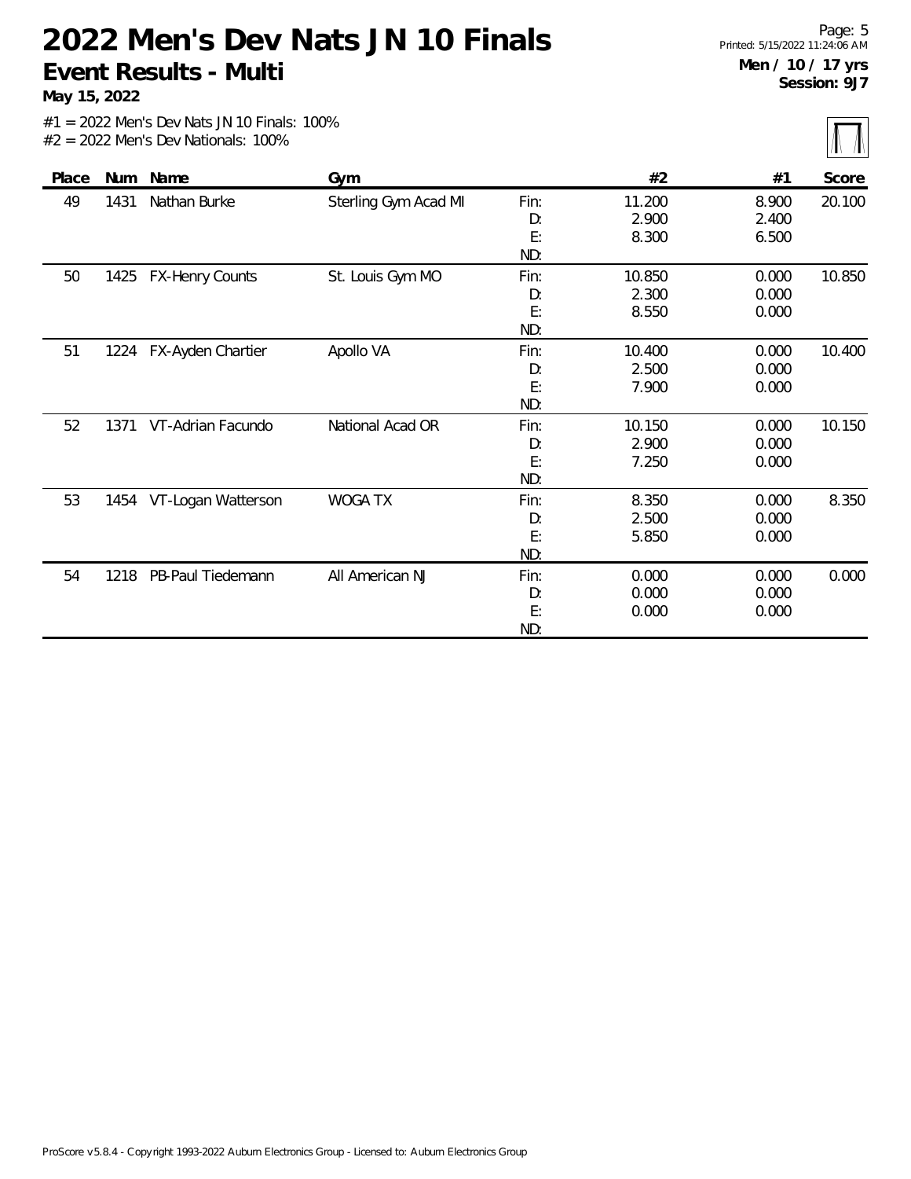# 2022 Men's Dev Nats JN 10 Finals

## Event Results - Multi

**May 15, 2022**

**Men / 10 / 17 yrs**
**Session: 9J7**

#1 = 2022 Men's Dev Nats JN 10 Finals: 100%
#2 = 2022 Men's Dev Nationals: 100%

| Place | Num | Name | Gym | | #2 | #1 | Score |
|---|---|---|---|---|---|---|---|
| 49 | 1431 | Nathan Burke | Sterling Gym Acad MI | Fin: | 11.200 | 8.900 | 20.100 |
| | | | | D: | 2.900 | 2.400 | |
| | | | | E: | 8.300 | 6.500 | |
| | | | | ND: | | | |
| 50 | 1425 | FX-Henry Counts | St. Louis Gym MO | Fin: | 10.850 | 0.000 | 10.850 |
| | | | | D: | 2.300 | 0.000 | |
| | | | | E: | 8.550 | 0.000 | |
| | | | | ND: | | | |
| 51 | 1224 | FX-Ayden Chartier | Apollo VA | Fin: | 10.400 | 0.000 | 10.400 |
| | | | | D: | 2.500 | 0.000 | |
| | | | | E: | 7.900 | 0.000 | |
| | | | | ND: | | | |
| 52 | 1371 | VT-Adrian Facundo | National Acad OR | Fin: | 10.150 | 0.000 | 10.150 |
| | | | | D: | 2.900 | 0.000 | |
| | | | | E: | 7.250 | 0.000 | |
| | | | | ND: | | | |
| 53 | 1454 | VT-Logan Watterson | WOGA TX | Fin: | 8.350 | 0.000 | 8.350 |
| | | | | D: | 2.500 | 0.000 | |
| | | | | E: | 5.850 | 0.000 | |
| | | | | ND: | | | |
| 54 | 1218 | PB-Paul Tiedemann | All American NJ | Fin: | 0.000 | 0.000 | 0.000 |
| | | | | D: | 0.000 | 0.000 | |
| | | | | E: | 0.000 | 0.000 | |
| | | | | ND: | | | |